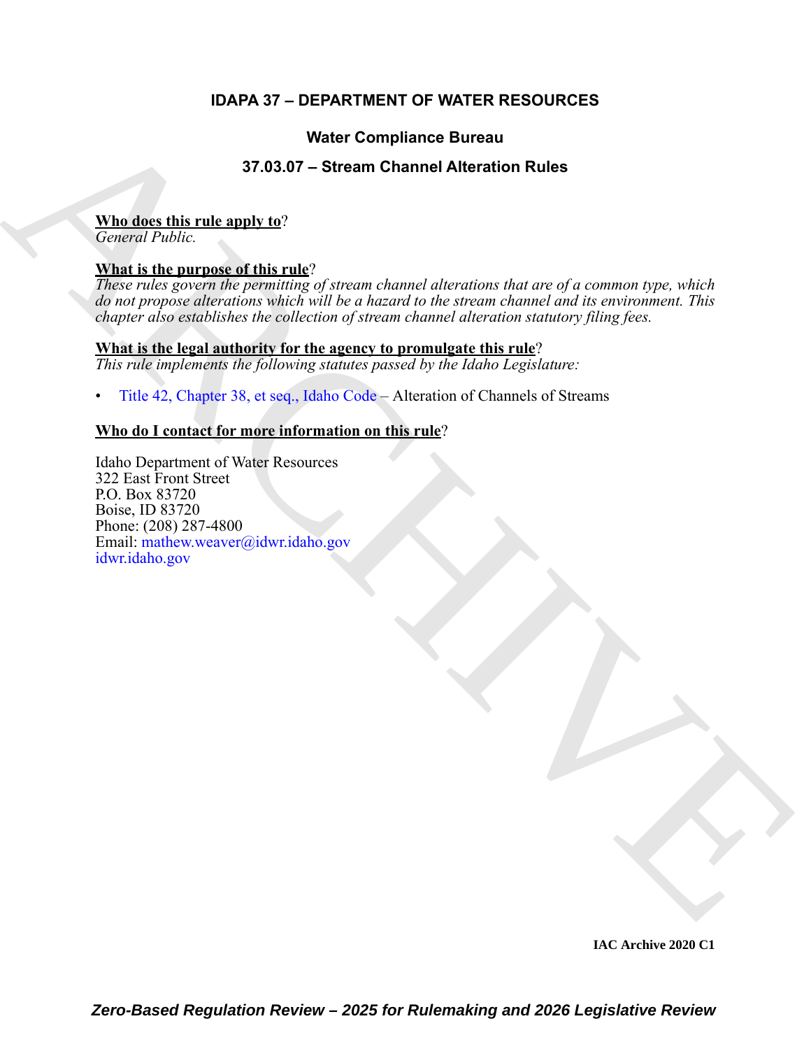# IDAPA 37 – DEPARTMENT OF WATER RESOURCES

## Water Compliance Bureau

## 37.03.07 – Stream Channel Alteration Rules

**Who does this rule apply to**?
*General Public.*

**What is the purpose of this rule**?
*These rules govern the permitting of stream channel alterations that are of a common type, which do not propose alterations which will be a hazard to the stream channel and its environment. This chapter also establishes the collection of stream channel alteration statutory filing fees.*

**What is the legal authority for the agency to promulgate this rule**?
*This rule implements the following statutes passed by the Idaho Legislature:*

- Title 42, Chapter 38, et seq., Idaho Code – Alteration of Channels of Streams

**Who do I contact for more information on this rule**?

Idaho Department of Water Resources
322 East Front Street
P.O. Box 83720
Boise, ID 83720
Phone: (208) 287-4800
Email: mathew.weaver@idwr.idaho.gov
idwr.idaho.gov

IAC Archive 2020 C1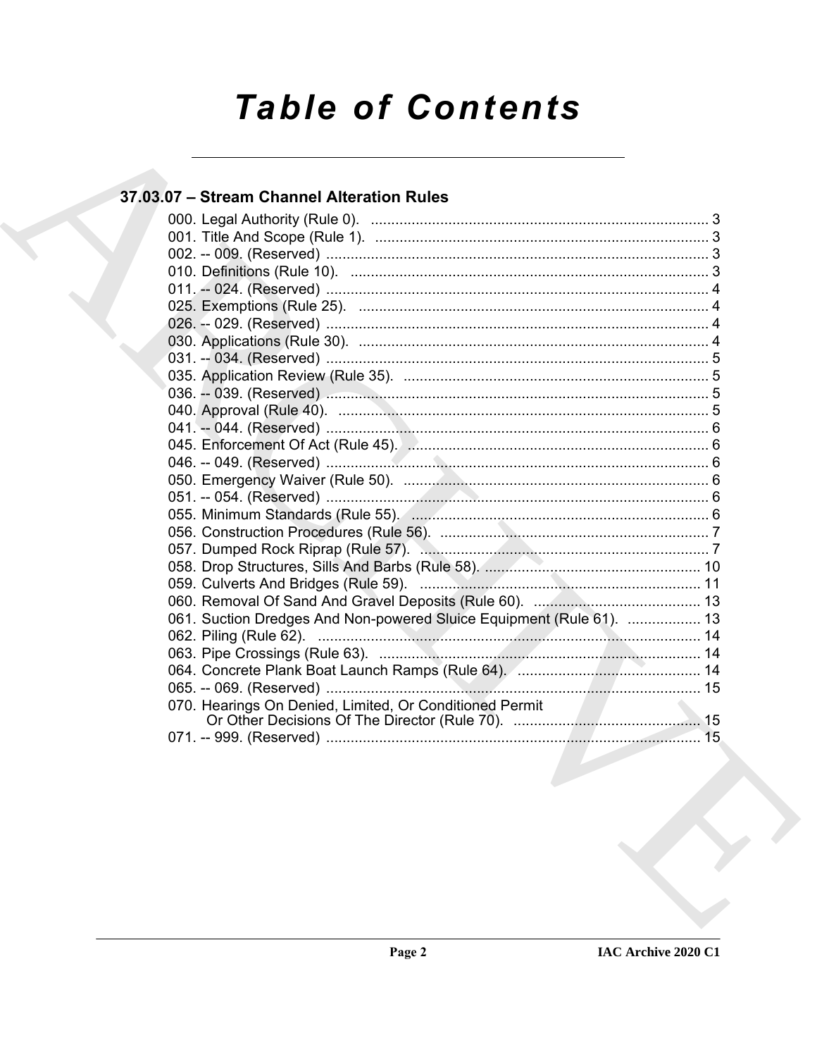# Table of Contents

## 37.03.07 – Stream Channel Alteration Rules

000. Legal Authority (Rule 0). ........ 3
001. Title And Scope (Rule 1). ........ 3
002. -- 009. (Reserved) ........ 3
010. Definitions (Rule 10). ........ 3
011. -- 024. (Reserved) ........ 4
025. Exemptions (Rule 25). ........ 4
026. -- 029. (Reserved) ........ 4
030. Applications (Rule 30). ........ 4
031. -- 034. (Reserved) ........ 5
035. Application Review (Rule 35). ........ 5
036. -- 039. (Reserved) ........ 5
040. Approval (Rule 40). ........ 5
041. -- 044. (Reserved) ........ 6
045. Enforcement Of Act (Rule 45). ........ 6
046. -- 049. (Reserved) ........ 6
050. Emergency Waiver (Rule 50). ........ 6
051. -- 054. (Reserved) ........ 6
055. Minimum Standards (Rule 55). ........ 6
056. Construction Procedures (Rule 56). ........ 7
057. Dumped Rock Riprap (Rule 57). ........ 7
058. Drop Structures, Sills And Barbs (Rule 58). ........ 10
059. Culverts And Bridges (Rule 59). ........ 11
060. Removal Of Sand And Gravel Deposits (Rule 60). ........ 13
061. Suction Dredges And Non-powered Sluice Equipment (Rule 61). ........ 13
062. Piling (Rule 62). ........ 14
063. Pipe Crossings (Rule 63). ........ 14
064. Concrete Plank Boat Launch Ramps (Rule 64). ........ 14
065. -- 069. (Reserved) ........ 15
070. Hearings On Denied, Limited, Or Conditioned Permit Or Other Decisions Of The Director (Rule 70). ........ 15
071. -- 999. (Reserved) ........ 15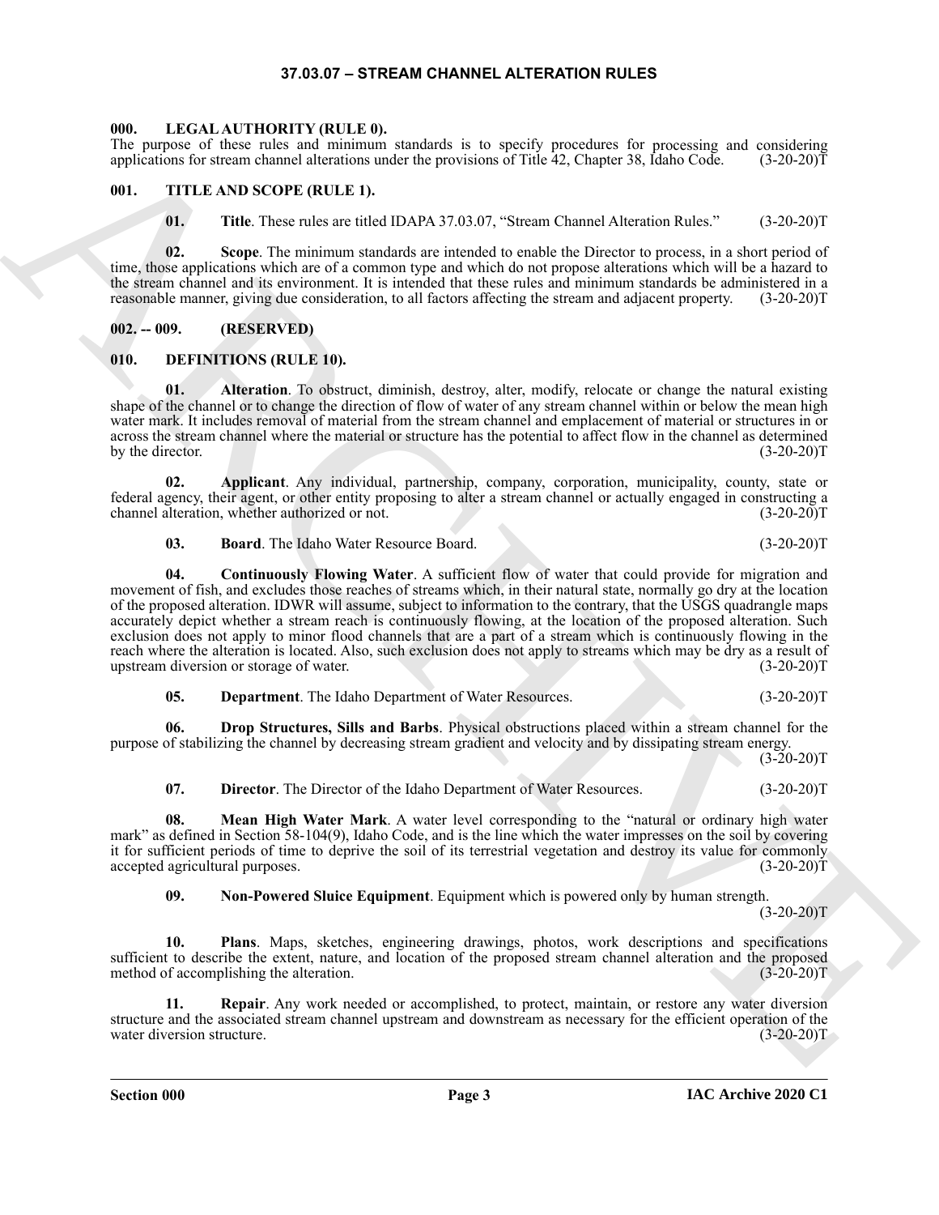# 37.03.07 – STREAM CHANNEL ALTERATION RULES

## 000. LEGAL AUTHORITY (RULE 0).

The purpose of these rules and minimum standards is to specify procedures for processing and considering applications for stream channel alterations under the provisions of Title 42, Chapter 38, Idaho Code. (3-20-20)T

## 001. TITLE AND SCOPE (RULE 1).

**01. Title**. These rules are titled IDAPA 37.03.07, "Stream Channel Alteration Rules." (3-20-20)T

**02. Scope**. The minimum standards are intended to enable the Director to process, in a short period of time, those applications which are of a common type and which do not propose alterations which will be a hazard to the stream channel and its environment. It is intended that these rules and minimum standards be administered in a reasonable manner, giving due consideration, to all factors affecting the stream and adjacent property. (3-20-20)T

## 002. -- 009. (RESERVED)

## 010. DEFINITIONS (RULE 10).

**01. Alteration**. To obstruct, diminish, destroy, alter, modify, relocate or change the natural existing shape of the channel or to change the direction of flow of water of any stream channel within or below the mean high water mark. It includes removal of material from the stream channel and emplacement of material or structures in or across the stream channel where the material or structure has the potential to affect flow in the channel as determined by the director. (3-20-20)T

**02. Applicant**. Any individual, partnership, company, corporation, municipality, county, state or federal agency, their agent, or other entity proposing to alter a stream channel or actually engaged in constructing a channel alteration, whether authorized or not. (3-20-20)T

**03. Board**. The Idaho Water Resource Board. (3-20-20)T

**04. Continuously Flowing Water**. A sufficient flow of water that could provide for migration and movement of fish, and excludes those reaches of streams which, in their natural state, normally go dry at the location of the proposed alteration. IDWR will assume, subject to information to the contrary, that the USGS quadrangle maps accurately depict whether a stream reach is continuously flowing, at the location of the proposed alteration. Such exclusion does not apply to minor flood channels that are a part of a stream which is continuously flowing in the reach where the alteration is located. Also, such exclusion does not apply to streams which may be dry as a result of upstream diversion or storage of water. (3-20-20)T

**05. Department**. The Idaho Department of Water Resources. (3-20-20)T

**06. Drop Structures, Sills and Barbs**. Physical obstructions placed within a stream channel for the purpose of stabilizing the channel by decreasing stream gradient and velocity and by dissipating stream energy. (3-20-20)T

**07. Director**. The Director of the Idaho Department of Water Resources. (3-20-20)T

**08. Mean High Water Mark**. A water level corresponding to the "natural or ordinary high water mark" as defined in Section 58-104(9), Idaho Code, and is the line which the water impresses on the soil by covering it for sufficient periods of time to deprive the soil of its terrestrial vegetation and destroy its value for commonly accepted agricultural purposes. (3-20-20)T

**09. Non-Powered Sluice Equipment**. Equipment which is powered only by human strength. (3-20-20)T

**10. Plans**. Maps, sketches, engineering drawings, photos, work descriptions and specifications sufficient to describe the extent, nature, and location of the proposed stream channel alteration and the proposed method of accomplishing the alteration. (3-20-20)T

**11. Repair**. Any work needed or accomplished, to protect, maintain, or restore any water diversion structure and the associated stream channel upstream and downstream as necessary for the efficient operation of the water diversion structure. (3-20-20)T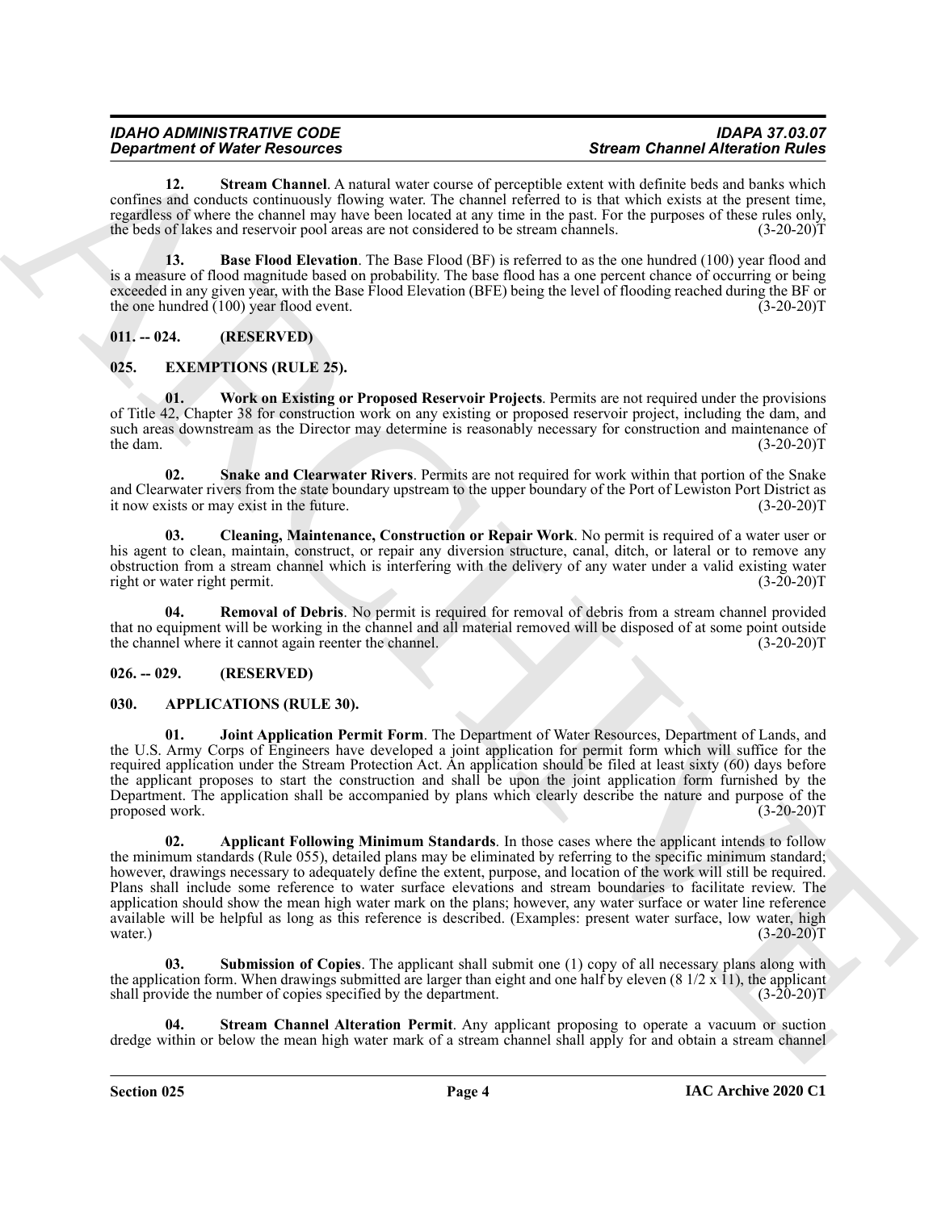**12. Stream Channel**. A natural water course of perceptible extent with definite beds and banks which confines and conducts continuously flowing water. The channel referred to is that which exists at the present time, regardless of where the channel may have been located at any time in the past. For the purposes of these rules only, the beds of lakes and reservoir pool areas are not considered to be stream channels. (3-20-20)T

**13. Base Flood Elevation**. The Base Flood (BF) is referred to as the one hundred (100) year flood and is a measure of flood magnitude based on probability. The base flood has a one percent chance of occurring or being exceeded in any given year, with the Base Flood Elevation (BFE) being the level of flooding reached during the BF or the one hundred (100) year flood event. (3-20-20)T

## 011. -- 024. (RESERVED)

## 025. EXEMPTIONS (RULE 25).

**01. Work on Existing or Proposed Reservoir Projects**. Permits are not required under the provisions of Title 42, Chapter 38 for construction work on any existing or proposed reservoir project, including the dam, and such areas downstream as the Director may determine is reasonably necessary for construction and maintenance of the dam. (3-20-20)T

**02. Snake and Clearwater Rivers**. Permits are not required for work within that portion of the Snake and Clearwater rivers from the state boundary upstream to the upper boundary of the Port of Lewiston Port District as it now exists or may exist in the future. (3-20-20)T

**03. Cleaning, Maintenance, Construction or Repair Work**. No permit is required of a water user or his agent to clean, maintain, construct, or repair any diversion structure, canal, ditch, or lateral or to remove any obstruction from a stream channel which is interfering with the delivery of any water under a valid existing water right or water right permit. (3-20-20)T

**04. Removal of Debris**. No permit is required for removal of debris from a stream channel provided that no equipment will be working in the channel and all material removed will be disposed of at some point outside the channel where it cannot again reenter the channel. (3-20-20)T

## 026. -- 029. (RESERVED)

## 030. APPLICATIONS (RULE 30).

**01. Joint Application Permit Form**. The Department of Water Resources, Department of Lands, and the U.S. Army Corps of Engineers have developed a joint application for permit form which will suffice for the required application under the Stream Protection Act. An application should be filed at least sixty (60) days before the applicant proposes to start the construction and shall be upon the joint application form furnished by the Department. The application shall be accompanied by plans which clearly describe the nature and purpose of the proposed work. (3-20-20)T

**02. Applicant Following Minimum Standards**. In those cases where the applicant intends to follow the minimum standards (Rule 055), detailed plans may be eliminated by referring to the specific minimum standard; however, drawings necessary to adequately define the extent, purpose, and location of the work will still be required. Plans shall include some reference to water surface elevations and stream boundaries to facilitate review. The application should show the mean high water mark on the plans; however, any water surface or water line reference available will be helpful as long as this reference is described. (Examples: present water surface, low water, high water.) (3-20-20)T

**03. Submission of Copies**. The applicant shall submit one (1) copy of all necessary plans along with the application form. When drawings submitted are larger than eight and one half by eleven (8 1/2 x 11), the applicant shall provide the number of copies specified by the department. (3-20-20)T

**04. Stream Channel Alteration Permit**. Any applicant proposing to operate a vacuum or suction dredge within or below the mean high water mark of a stream channel shall apply for and obtain a stream channel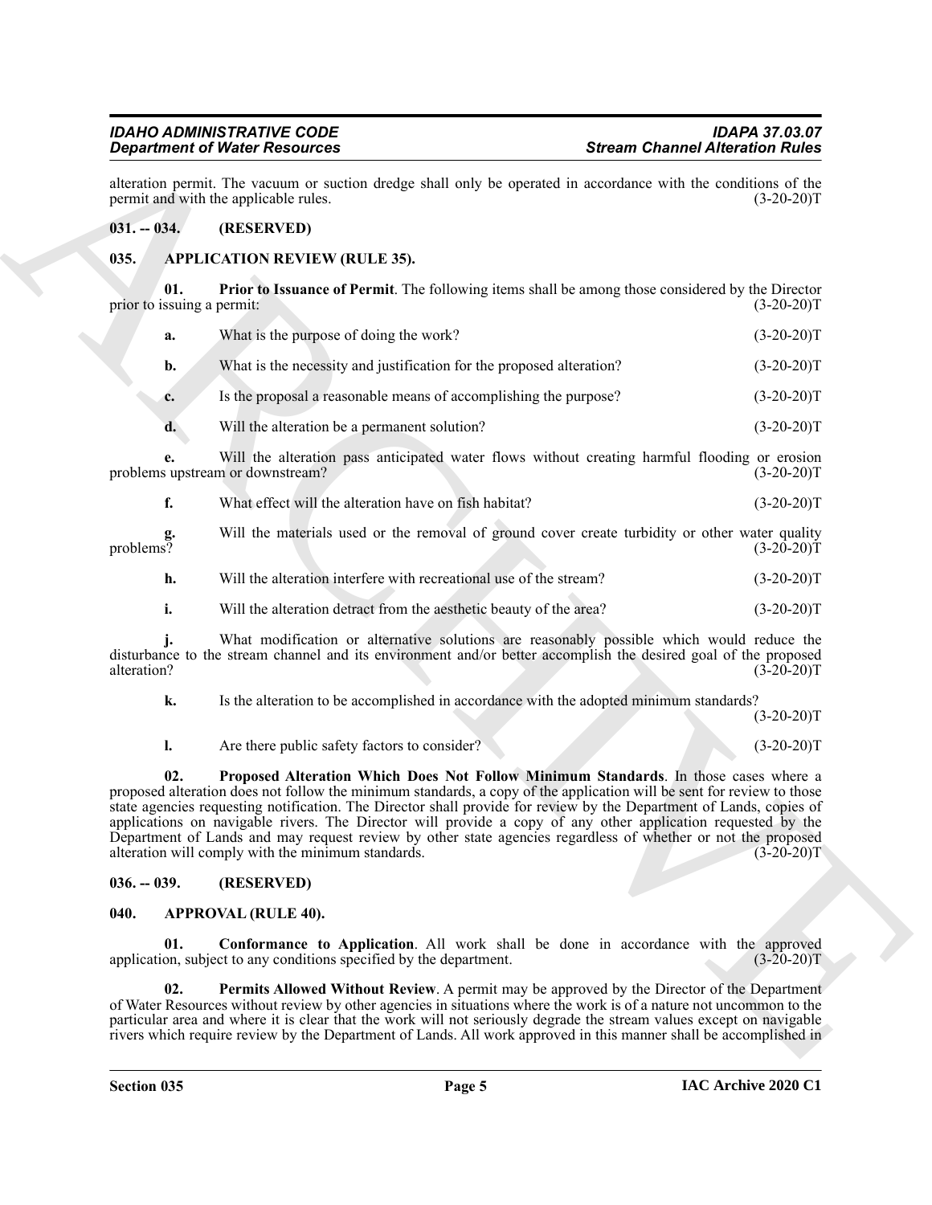alteration permit. The vacuum or suction dredge shall only be operated in accordance with the conditions of the permit and with the applicable rules. (3-20-20)T

**031. -- 034. (RESERVED)**

**035. APPLICATION REVIEW (RULE 35).**

**01. Prior to Issuance of Permit**. The following items shall be among those considered by the Director prior to issuing a permit: (3-20-20)T

**a.** What is the purpose of doing the work? (3-20-20)T

**b.** What is the necessity and justification for the proposed alteration? (3-20-20)T

**c.** Is the proposal a reasonable means of accomplishing the purpose? (3-20-20)T

**d.** Will the alteration be a permanent solution? (3-20-20)T

**e.** Will the alteration pass anticipated water flows without creating harmful flooding or erosion problems upstream or downstream? (3-20-20)T

**f.** What effect will the alteration have on fish habitat? (3-20-20)T

**g.** Will the materials used or the removal of ground cover create turbidity or other water quality problems? (3-20-20)T

**h.** Will the alteration interfere with recreational use of the stream? (3-20-20)T

**i.** Will the alteration detract from the aesthetic beauty of the area? (3-20-20)T

**j.** What modification or alternative solutions are reasonably possible which would reduce the disturbance to the stream channel and its environment and/or better accomplish the desired goal of the proposed alteration? (3-20-20)T

**k.** Is the alteration to be accomplished in accordance with the adopted minimum standards? (3-20-20)T

**l.** Are there public safety factors to consider? (3-20-20)T

**02. Proposed Alteration Which Does Not Follow Minimum Standards**. In those cases where a proposed alteration does not follow the minimum standards, a copy of the application will be sent for review to those state agencies requesting notification. The Director shall provide for review by the Department of Lands, copies of applications on navigable rivers. The Director will provide a copy of any other application requested by the Department of Lands and may request review by other state agencies regardless of whether or not the proposed alteration will comply with the minimum standards. (3-20-20)T

**036. -- 039. (RESERVED)**

**040. APPROVAL (RULE 40).**

**01. Conformance to Application**. All work shall be done in accordance with the approved application, subject to any conditions specified by the department. (3-20-20)T

**02. Permits Allowed Without Review**. A permit may be approved by the Director of the Department of Water Resources without review by other agencies in situations where the work is of a nature not uncommon to the particular area and where it is clear that the work will not seriously degrade the stream values except on navigable rivers which require review by the Department of Lands. All work approved in this manner shall be accomplished in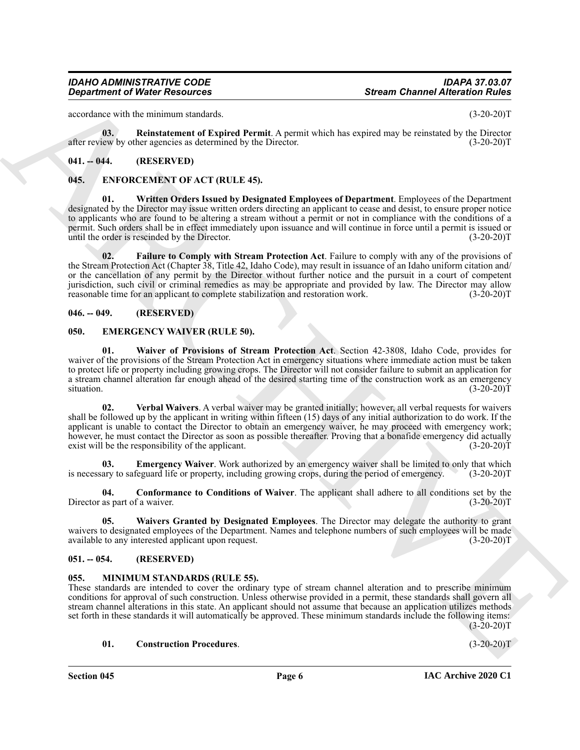accordance with the minimum standards. (3-20-20)T

**03. Reinstatement of Expired Permit**. A permit which has expired may be reinstated by the Director after review by other agencies as determined by the Director. (3-20-20)T

## 041. -- 044. (RESERVED)

## 045. ENFORCEMENT OF ACT (RULE 45).

**01. Written Orders Issued by Designated Employees of Department**. Employees of the Department designated by the Director may issue written orders directing an applicant to cease and desist, to ensure proper notice to applicants who are found to be altering a stream without a permit or not in compliance with the conditions of a permit. Such orders shall be in effect immediately upon issuance and will continue in force until a permit is issued or until the order is rescinded by the Director. (3-20-20)T

**02. Failure to Comply with Stream Protection Act**. Failure to comply with any of the provisions of the Stream Protection Act (Chapter 38, Title 42, Idaho Code), may result in issuance of an Idaho uniform citation and/ or the cancellation of any permit by the Director without further notice and the pursuit in a court of competent jurisdiction, such civil or criminal remedies as may be appropriate and provided by law. The Director may allow reasonable time for an applicant to complete stabilization and restoration work. (3-20-20)T

## 046. -- 049. (RESERVED)

## 050. EMERGENCY WAIVER (RULE 50).

**01. Waiver of Provisions of Stream Protection Act**. Section 42-3808, Idaho Code, provides for waiver of the provisions of the Stream Protection Act in emergency situations where immediate action must be taken to protect life or property including growing crops. The Director will not consider failure to submit an application for a stream channel alteration far enough ahead of the desired starting time of the construction work as an emergency situation. (3-20-20)T

**02. Verbal Waivers**. A verbal waiver may be granted initially; however, all verbal requests for waivers shall be followed up by the applicant in writing within fifteen (15) days of any initial authorization to do work. If the applicant is unable to contact the Director to obtain an emergency waiver, he may proceed with emergency work; however, he must contact the Director as soon as possible thereafter. Proving that a bonafide emergency did actually exist will be the responsibility of the applicant. (3-20-20)T

**03. Emergency Waiver**. Work authorized by an emergency waiver shall be limited to only that which is necessary to safeguard life or property, including growing crops, during the period of emergency. (3-20-20)T

**04. Conformance to Conditions of Waiver**. The applicant shall adhere to all conditions set by the Director as part of a waiver. (3-20-20)T

**05. Waivers Granted by Designated Employees**. The Director may delegate the authority to grant waivers to designated employees of the Department. Names and telephone numbers of such employees will be made available to any interested applicant upon request. (3-20-20)T

## 051. -- 054. (RESERVED)

## 055. MINIMUM STANDARDS (RULE 55).

These standards are intended to cover the ordinary type of stream channel alteration and to prescribe minimum conditions for approval of such construction. Unless otherwise provided in a permit, these standards shall govern all stream channel alterations in this state. An applicant should not assume that because an application utilizes methods set forth in these standards it will automatically be approved. These minimum standards include the following items: (3-20-20)T

**01. Construction Procedures**. (3-20-20)T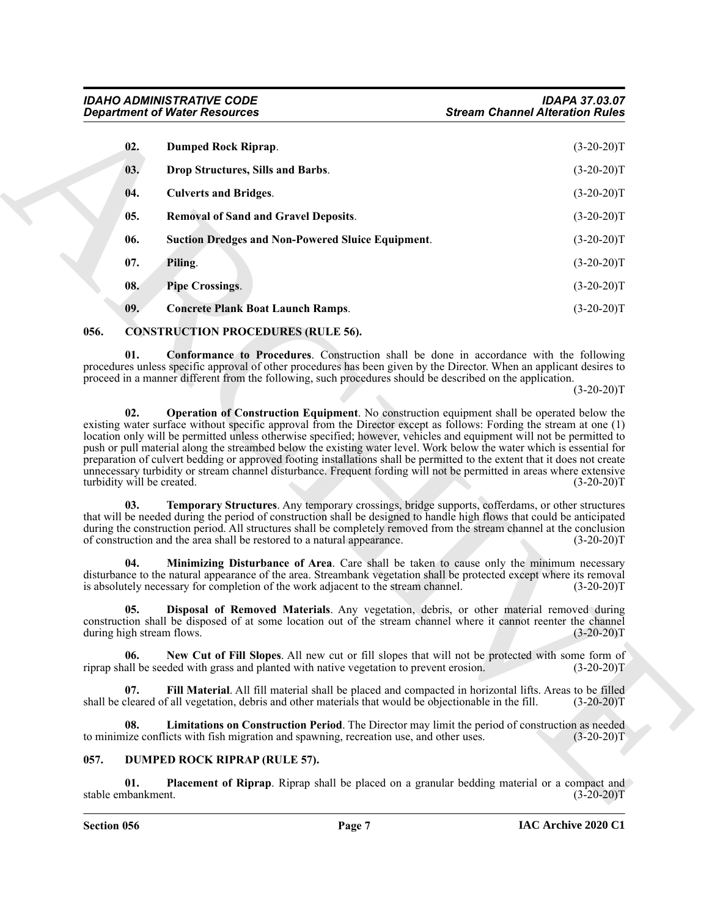**02. Dumped Rock Riprap**. (3-20-20)T

**03. Drop Structures, Sills and Barbs**. (3-20-20)T

**04. Culverts and Bridges**. (3-20-20)T

**05. Removal of Sand and Gravel Deposits**. (3-20-20)T

**06. Suction Dredges and Non-Powered Sluice Equipment**. (3-20-20)T

**07. Piling**. (3-20-20)T

**08. Pipe Crossings**. (3-20-20)T

**09. Concrete Plank Boat Launch Ramps**. (3-20-20)T

## 056. CONSTRUCTION PROCEDURES (RULE 56).

**01. Conformance to Procedures**. Construction shall be done in accordance with the following procedures unless specific approval of other procedures has been given by the Director. When an applicant desires to proceed in a manner different from the following, such procedures should be described on the application. (3-20-20)T

**02. Operation of Construction Equipment**. No construction equipment shall be operated below the existing water surface without specific approval from the Director except as follows: Fording the stream at one (1) location only will be permitted unless otherwise specified; however, vehicles and equipment will not be permitted to push or pull material along the streambed below the existing water level. Work below the water which is essential for preparation of culvert bedding or approved footing installations shall be permitted to the extent that it does not create unnecessary turbidity or stream channel disturbance. Frequent fording will not be permitted in areas where extensive turbidity will be created. (3-20-20)T

**03. Temporary Structures**. Any temporary crossings, bridge supports, cofferdams, or other structures that will be needed during the period of construction shall be designed to handle high flows that could be anticipated during the construction period. All structures shall be completely removed from the stream channel at the conclusion of construction and the area shall be restored to a natural appearance. (3-20-20)T

**04. Minimizing Disturbance of Area**. Care shall be taken to cause only the minimum necessary disturbance to the natural appearance of the area. Streambank vegetation shall be protected except where its removal is absolutely necessary for completion of the work adjacent to the stream channel. (3-20-20)T

**05. Disposal of Removed Materials**. Any vegetation, debris, or other material removed during construction shall be disposed of at some location out of the stream channel where it cannot reenter the channel during high stream flows. (3-20-20)T

**06. New Cut of Fill Slopes**. All new cut or fill slopes that will not be protected with some form of riprap shall be seeded with grass and planted with native vegetation to prevent erosion. (3-20-20)T

**07. Fill Material**. All fill material shall be placed and compacted in horizontal lifts. Areas to be filled shall be cleared of all vegetation, debris and other materials that would be objectionable in the fill. (3-20-20)T

**08. Limitations on Construction Period**. The Director may limit the period of construction as needed to minimize conflicts with fish migration and spawning, recreation use, and other uses. (3-20-20)T

## 057. DUMPED ROCK RIPRAP (RULE 57).

**01. Placement of Riprap**. Riprap shall be placed on a granular bedding material or a compact and stable embankment. (3-20-20)T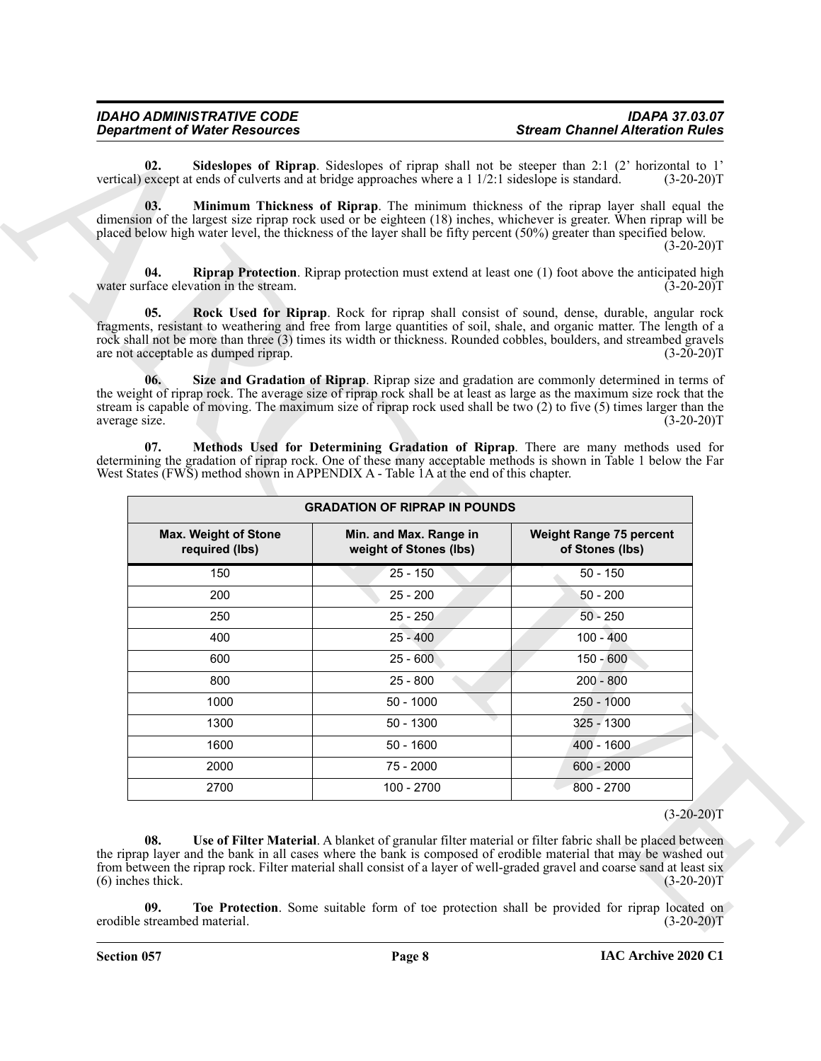**02. Sideslopes of Riprap**. Sideslopes of riprap shall not be steeper than 2:1 (2' horizontal to 1' vertical) except at ends of culverts and at bridge approaches where a 1 1/2:1 sideslope is standard. (3-20-20)T

**03. Minimum Thickness of Riprap**. The minimum thickness of the riprap layer shall equal the dimension of the largest size riprap rock used or be eighteen (18) inches, whichever is greater. When riprap will be placed below high water level, the thickness of the layer shall be fifty percent (50%) greater than specified below. (3-20-20)T

**04. Riprap Protection**. Riprap protection must extend at least one (1) foot above the anticipated high water surface elevation in the stream. (3-20-20)T

**05. Rock Used for Riprap**. Rock for riprap shall consist of sound, dense, durable, angular rock fragments, resistant to weathering and free from large quantities of soil, shale, and organic matter. The length of a rock shall not be more than three (3) times its width or thickness. Rounded cobbles, boulders, and streambed gravels are not acceptable as dumped riprap. (3-20-20)T

**06. Size and Gradation of Riprap**. Riprap size and gradation are commonly determined in terms of the weight of riprap rock. The average size of riprap rock shall be at least as large as the maximum size rock that the stream is capable of moving. The maximum size of riprap rock used shall be two (2) to five (5) times larger than the average size. (3-20-20)T

**07. Methods Used for Determining Gradation of Riprap**. There are many methods used for determining the gradation of riprap rock. One of these many acceptable methods is shown in Table 1 below the Far West States (FWS) method shown in APPENDIX A - Table 1A at the end of this chapter.

| GRADATION OF RIPRAP IN POUNDS | | |
|---|---|---|
| **Max. Weight of Stone required (lbs)** | **Min. and Max. Range in weight of Stones (lbs)** | **Weight Range 75 percent of Stones (lbs)** |
| 150 | 25 - 150 | 50 - 150 |
| 200 | 25 - 200 | 50 - 200 |
| 250 | 25 - 250 | 50 - 250 |
| 400 | 25 - 400 | 100 - 400 |
| 600 | 25 - 600 | 150 - 600 |
| 800 | 25 - 800 | 200 - 800 |
| 1000 | 50 - 1000 | 250 - 1000 |
| 1300 | 50 - 1300 | 325 - 1300 |
| 1600 | 50 - 1600 | 400 - 1600 |
| 2000 | 75 - 2000 | 600 - 2000 |
| 2700 | 100 - 2700 | 800 - 2700 |

(3-20-20)T

**08. Use of Filter Material**. A blanket of granular filter material or filter fabric shall be placed between the riprap layer and the bank in all cases where the bank is composed of erodible material that may be washed out from between the riprap rock. Filter material shall consist of a layer of well-graded gravel and coarse sand at least six (6) inches thick. (3-20-20)T

**09. Toe Protection**. Some suitable form of toe protection shall be provided for riprap located on erodible streambed material. (3-20-20)T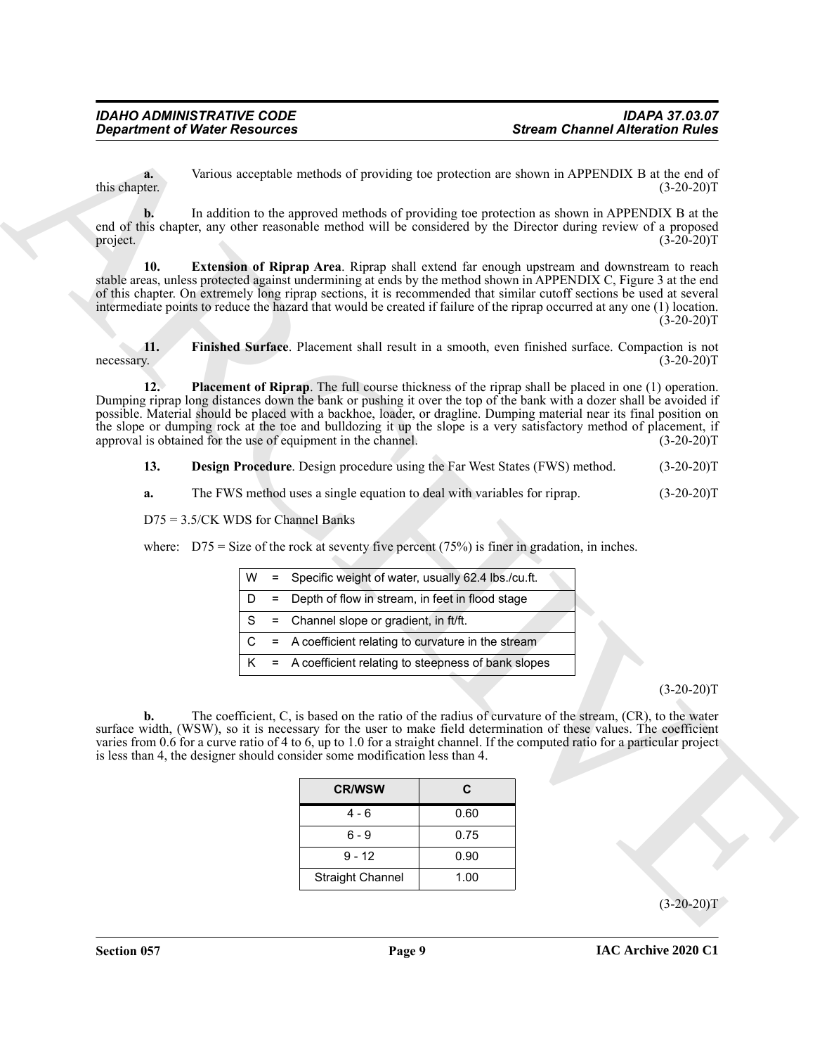**a.** Various acceptable methods of providing toe protection are shown in APPENDIX B at the end of this chapter. (3-20-20)T

**b.** In addition to the approved methods of providing toe protection as shown in APPENDIX B at the end of this chapter, any other reasonable method will be considered by the Director during review of a proposed project. (3-20-20)T

**10. Extension of Riprap Area**. Riprap shall extend far enough upstream and downstream to reach stable areas, unless protected against undermining at ends by the method shown in APPENDIX C, Figure 3 at the end of this chapter. On extremely long riprap sections, it is recommended that similar cutoff sections be used at several intermediate points to reduce the hazard that would be created if failure of the riprap occurred at any one (1) location. (3-20-20)T

**11. Finished Surface**. Placement shall result in a smooth, even finished surface. Compaction is not necessary. (3-20-20)T

**12. Placement of Riprap**. The full course thickness of the riprap shall be placed in one (1) operation. Dumping riprap long distances down the bank or pushing it over the top of the bank with a dozer shall be avoided if possible. Material should be placed with a backhoe, loader, or dragline. Dumping material near its final position on the slope or dumping rock at the toe and bulldozing it up the slope is a very satisfactory method of placement, if approval is obtained for the use of equipment in the channel. (3-20-20)T

**13. Design Procedure**. Design procedure using the Far West States (FWS) method. (3-20-20)T

**a.** The FWS method uses a single equation to deal with variables for riprap. (3-20-20)T

D75 = 3.5/CK WDS for Channel Banks

where: D75 = Size of the rock at seventy five percent (75%) is finer in gradation, in inches.

| | | |
|---|---|---|
| W | = | Specific weight of water, usually 62.4 lbs./cu.ft. |
| D | = | Depth of flow in stream, in feet in flood stage |
| S | = | Channel slope or gradient, in ft/ft. |
| C | = | A coefficient relating to curvature in the stream |
| K | = | A coefficient relating to steepness of bank slopes |

(3-20-20)T

**b.** The coefficient, C, is based on the ratio of the radius of curvature of the stream, (CR), to the water surface width, (WSW), so it is necessary for the user to make field determination of these values. The coefficient varies from 0.6 for a curve ratio of 4 to 6, up to 1.0 for a straight channel. If the computed ratio for a particular project is less than 4, the designer should consider some modification less than 4.

| CR/WSW | C |
|---|---|
| 4 - 6 | 0.60 |
| 6 - 9 | 0.75 |
| 9 - 12 | 0.90 |
| Straight Channel | 1.00 |

(3-20-20)T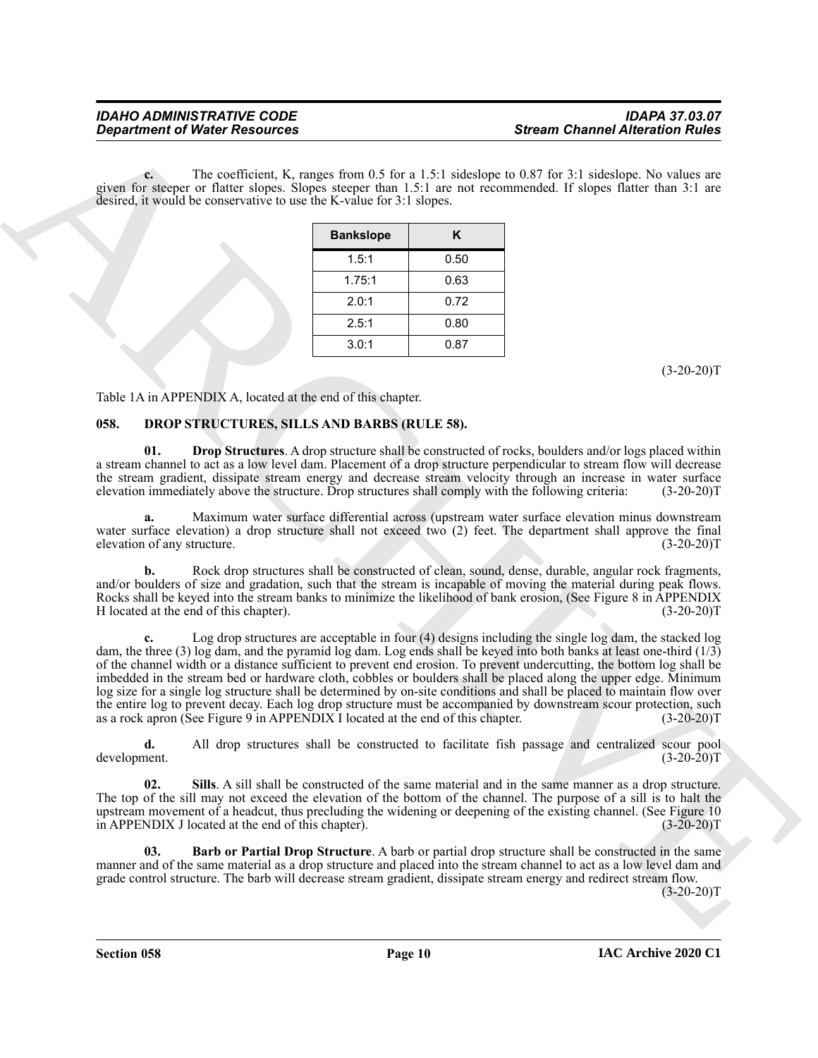**c.** The coefficient, K, ranges from 0.5 for a 1.5:1 sideslope to 0.87 for 3:1 sideslope. No values are given for steeper or flatter slopes. Slopes steeper than 1.5:1 are not recommended. If slopes flatter than 3:1 are desired, it would be conservative to use the K-value for 3:1 slopes.

| Bankslope | K |
|---|---|
| 1.5:1 | 0.50 |
| 1.75:1 | 0.63 |
| 2.0:1 | 0.72 |
| 2.5:1 | 0.80 |
| 3.0:1 | 0.87 |

(3-20-20)T

Table 1A in APPENDIX A, located at the end of this chapter.

## 058. DROP STRUCTURES, SILLS AND BARBS (RULE 58).

**01. Drop Structures**. A drop structure shall be constructed of rocks, boulders and/or logs placed within a stream channel to act as a low level dam. Placement of a drop structure perpendicular to stream flow will decrease the stream gradient, dissipate stream energy and decrease stream velocity through an increase in water surface elevation immediately above the structure. Drop structures shall comply with the following criteria: (3-20-20)T

**a.** Maximum water surface differential across (upstream water surface elevation minus downstream water surface elevation) a drop structure shall not exceed two (2) feet. The department shall approve the final elevation of any structure. (3-20-20)T

**b.** Rock drop structures shall be constructed of clean, sound, dense, durable, angular rock fragments, and/or boulders of size and gradation, such that the stream is incapable of moving the material during peak flows. Rocks shall be keyed into the stream banks to minimize the likelihood of bank erosion, (See Figure 8 in APPENDIX H located at the end of this chapter). (3-20-20)T

**c.** Log drop structures are acceptable in four (4) designs including the single log dam, the stacked log dam, the three (3) log dam, and the pyramid log dam. Log ends shall be keyed into both banks at least one-third (1/3) of the channel width or a distance sufficient to prevent end erosion. To prevent undercutting, the bottom log shall be imbedded in the stream bed or hardware cloth, cobbles or boulders shall be placed along the upper edge. Minimum log size for a single log structure shall be determined by on-site conditions and shall be placed to maintain flow over the entire log to prevent decay. Each log drop structure must be accompanied by downstream scour protection, such as a rock apron (See Figure 9 in APPENDIX I located at the end of this chapter. (3-20-20)T

**d.** All drop structures shall be constructed to facilitate fish passage and centralized scour pool development. (3-20-20)T

**02. Sills**. A sill shall be constructed of the same material and in the same manner as a drop structure. The top of the sill may not exceed the elevation of the bottom of the channel. The purpose of a sill is to halt the upstream movement of a headcut, thus precluding the widening or deepening of the existing channel. (See Figure 10 in APPENDIX J located at the end of this chapter). (3-20-20)T

**03. Barb or Partial Drop Structure**. A barb or partial drop structure shall be constructed in the same manner and of the same material as a drop structure and placed into the stream channel to act as a low level dam and grade control structure. The barb will decrease stream gradient, dissipate stream energy and redirect stream flow. (3-20-20)T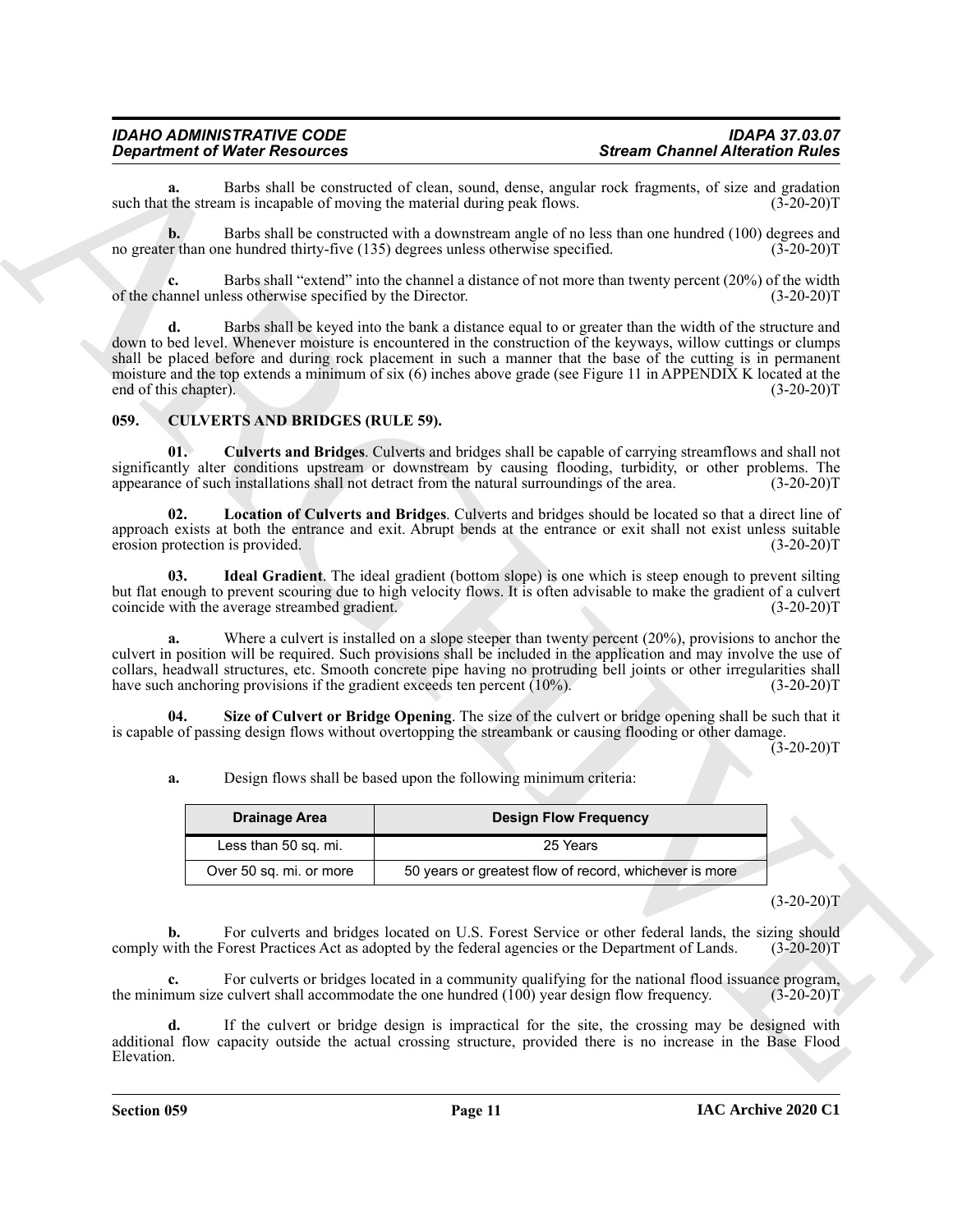**a.** Barbs shall be constructed of clean, sound, dense, angular rock fragments, of size and gradation such that the stream is incapable of moving the material during peak flows. (3-20-20)T

**b.** Barbs shall be constructed with a downstream angle of no less than one hundred (100) degrees and no greater than one hundred thirty-five (135) degrees unless otherwise specified. (3-20-20)T

**c.** Barbs shall "extend" into the channel a distance of not more than twenty percent (20%) of the width of the channel unless otherwise specified by the Director. (3-20-20)T

**d.** Barbs shall be keyed into the bank a distance equal to or greater than the width of the structure and down to bed level. Whenever moisture is encountered in the construction of the keyways, willow cuttings or clumps shall be placed before and during rock placement in such a manner that the base of the cutting is in permanent moisture and the top extends a minimum of six (6) inches above grade (see Figure 11 in APPENDIX K located at the end of this chapter). (3-20-20)T

### 059. CULVERTS AND BRIDGES (RULE 59).

**01. Culverts and Bridges**. Culverts and bridges shall be capable of carrying streamflows and shall not significantly alter conditions upstream or downstream by causing flooding, turbidity, or other problems. The appearance of such installations shall not detract from the natural surroundings of the area. (3-20-20)T

**02. Location of Culverts and Bridges**. Culverts and bridges should be located so that a direct line of approach exists at both the entrance and exit. Abrupt bends at the entrance or exit shall not exist unless suitable erosion protection is provided. (3-20-20)T

**03. Ideal Gradient**. The ideal gradient (bottom slope) is one which is steep enough to prevent silting but flat enough to prevent scouring due to high velocity flows. It is often advisable to make the gradient of a culvert coincide with the average streambed gradient. (3-20-20)T

**a.** Where a culvert is installed on a slope steeper than twenty percent (20%), provisions to anchor the culvert in position will be required. Such provisions shall be included in the application and may involve the use of collars, headwall structures, etc. Smooth concrete pipe having no protruding bell joints or other irregularities shall have such anchoring provisions if the gradient exceeds ten percent (10%). (3-20-20)T

**04. Size of Culvert or Bridge Opening**. The size of the culvert or bridge opening shall be such that it is capable of passing design flows without overtopping the streambank or causing flooding or other damage. (3-20-20)T

**a.** Design flows shall be based upon the following minimum criteria:

| Drainage Area | Design Flow Frequency |
|---|---|
| Less than 50 sq. mi. | 25 Years |
| Over 50 sq. mi. or more | 50 years or greatest flow of record, whichever is more |

(3-20-20)T

**b.** For culverts and bridges located on U.S. Forest Service or other federal lands, the sizing should comply with the Forest Practices Act as adopted by the federal agencies or the Department of Lands. (3-20-20)T

**c.** For culverts or bridges located in a community qualifying for the national flood issuance program, the minimum size culvert shall accommodate the one hundred (100) year design flow frequency. (3-20-20)T

**d.** If the culvert or bridge design is impractical for the site, the crossing may be designed with additional flow capacity outside the actual crossing structure, provided there is no increase in the Base Flood Elevation.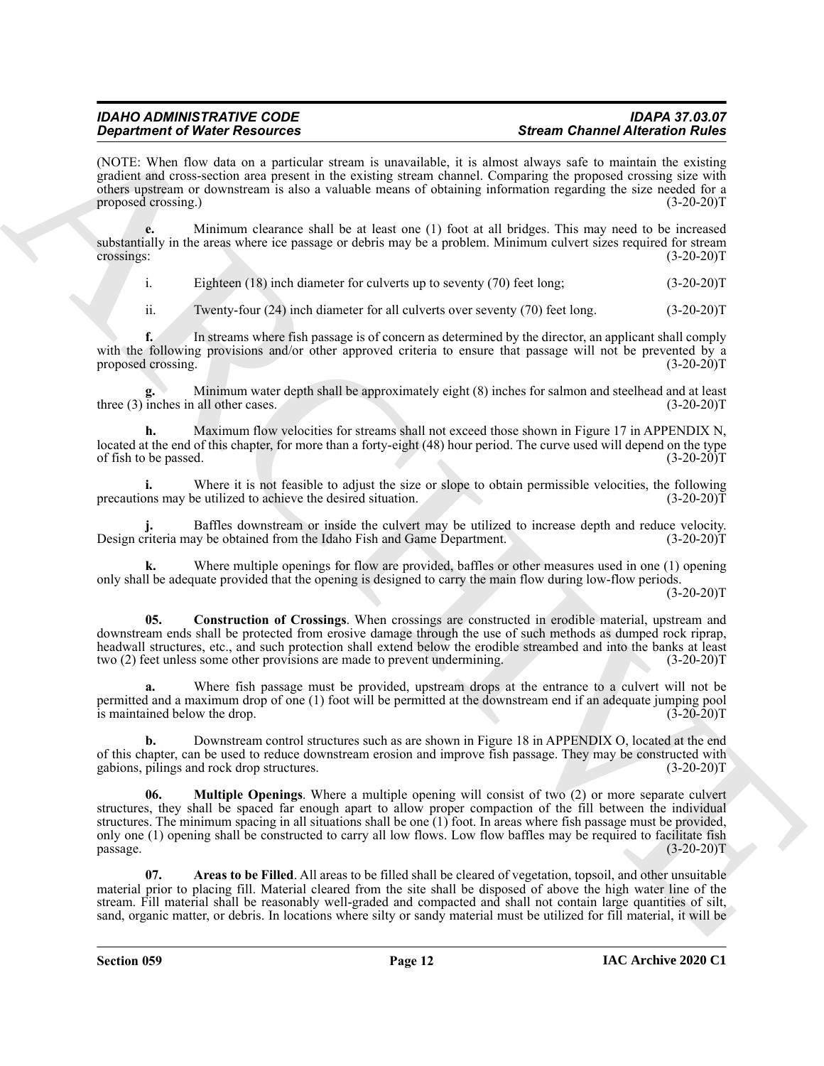(NOTE: When flow data on a particular stream is unavailable, it is almost always safe to maintain the existing gradient and cross-section area present in the existing stream channel. Comparing the proposed crossing size with others upstream or downstream is also a valuable means of obtaining information regarding the size needed for a proposed crossing.) (3-20-20)T

**e.** Minimum clearance shall be at least one (1) foot at all bridges. This may need to be increased substantially in the areas where ice passage or debris may be a problem. Minimum culvert sizes required for stream crossings: (3-20-20)T

i. Eighteen (18) inch diameter for culverts up to seventy (70) feet long; (3-20-20)T

ii. Twenty-four (24) inch diameter for all culverts over seventy (70) feet long. (3-20-20)T

**f.** In streams where fish passage is of concern as determined by the director, an applicant shall comply with the following provisions and/or other approved criteria to ensure that passage will not be prevented by a proposed crossing. (3-20-20)T

**g.** Minimum water depth shall be approximately eight (8) inches for salmon and steelhead and at least three (3) inches in all other cases. (3-20-20)T

**h.** Maximum flow velocities for streams shall not exceed those shown in Figure 17 in APPENDIX N, located at the end of this chapter, for more than a forty-eight (48) hour period. The curve used will depend on the type of fish to be passed. (3-20-20)T

**i.** Where it is not feasible to adjust the size or slope to obtain permissible velocities, the following precautions may be utilized to achieve the desired situation. (3-20-20)T

**j.** Baffles downstream or inside the culvert may be utilized to increase depth and reduce velocity. Design criteria may be obtained from the Idaho Fish and Game Department. (3-20-20)T

**k.** Where multiple openings for flow are provided, baffles or other measures used in one (1) opening only shall be adequate provided that the opening is designed to carry the main flow during low-flow periods. (3-20-20)T

**05. Construction of Crossings**. When crossings are constructed in erodible material, upstream and downstream ends shall be protected from erosive damage through the use of such methods as dumped rock riprap, headwall structures, etc., and such protection shall extend below the erodible streambed and into the banks at least two (2) feet unless some other provisions are made to prevent undermining. (3-20-20)T

**a.** Where fish passage must be provided, upstream drops at the entrance to a culvert will not be permitted and a maximum drop of one (1) foot will be permitted at the downstream end if an adequate jumping pool is maintained below the drop. (3-20-20)T

**b.** Downstream control structures such as are shown in Figure 18 in APPENDIX O, located at the end of this chapter, can be used to reduce downstream erosion and improve fish passage. They may be constructed with gabions, pilings and rock drop structures. (3-20-20)T

**06. Multiple Openings**. Where a multiple opening will consist of two (2) or more separate culvert structures, they shall be spaced far enough apart to allow proper compaction of the fill between the individual structures. The minimum spacing in all situations shall be one (1) foot. In areas where fish passage must be provided, only one (1) opening shall be constructed to carry all low flows. Low flow baffles may be required to facilitate fish passage. (3-20-20)T

**07. Areas to be Filled**. All areas to be filled shall be cleared of vegetation, topsoil, and other unsuitable material prior to placing fill. Material cleared from the site shall be disposed of above the high water line of the stream. Fill material shall be reasonably well-graded and compacted and shall not contain large quantities of silt, sand, organic matter, or debris. In locations where silty or sandy material must be utilized for fill material, it will be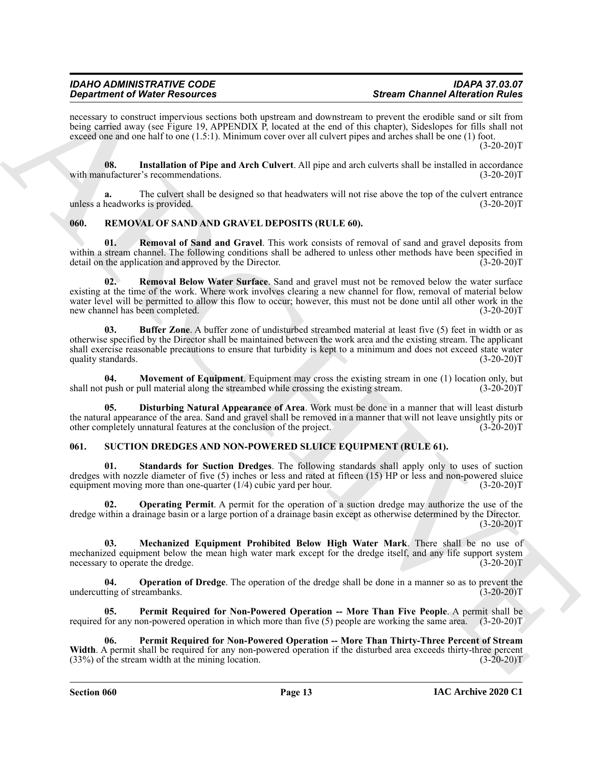necessary to construct impervious sections both upstream and downstream to prevent the erodible sand or silt from being carried away (see Figure 19, APPENDIX P, located at the end of this chapter), Sideslopes for fills shall not exceed one and one half to one (1.5:1). Minimum cover over all culvert pipes and arches shall be one (1) foot. (3-20-20)T

**08. Installation of Pipe and Arch Culvert**. All pipe and arch culverts shall be installed in accordance with manufacturer's recommendations. (3-20-20)T

**a.** The culvert shall be designed so that headwaters will not rise above the top of the culvert entrance unless a headworks is provided. (3-20-20)T

## 060. REMOVAL OF SAND AND GRAVEL DEPOSITS (RULE 60).

**01. Removal of Sand and Gravel**. This work consists of removal of sand and gravel deposits from within a stream channel. The following conditions shall be adhered to unless other methods have been specified in detail on the application and approved by the Director. (3-20-20)T

**02. Removal Below Water Surface**. Sand and gravel must not be removed below the water surface existing at the time of the work. Where work involves clearing a new channel for flow, removal of material below water level will be permitted to allow this flow to occur; however, this must not be done until all other work in the new channel has been completed. (3-20-20)T

**03. Buffer Zone**. A buffer zone of undisturbed streambed material at least five (5) feet in width or as otherwise specified by the Director shall be maintained between the work area and the existing stream. The applicant shall exercise reasonable precautions to ensure that turbidity is kept to a minimum and does not exceed state water quality standards. (3-20-20)T

**04. Movement of Equipment**. Equipment may cross the existing stream in one (1) location only, but shall not push or pull material along the streambed while crossing the existing stream. (3-20-20)T

**05. Disturbing Natural Appearance of Area**. Work must be done in a manner that will least disturb the natural appearance of the area. Sand and gravel shall be removed in a manner that will not leave unsightly pits or other completely unnatural features at the conclusion of the project. (3-20-20)T

## 061. SUCTION DREDGES AND NON-POWERED SLUICE EQUIPMENT (RULE 61).

**01. Standards for Suction Dredges**. The following standards shall apply only to uses of suction dredges with nozzle diameter of five (5) inches or less and rated at fifteen (15) HP or less and non-powered sluice equipment moving more than one-quarter (1/4) cubic yard per hour. (3-20-20)T

**02. Operating Permit**. A permit for the operation of a suction dredge may authorize the use of the dredge within a drainage basin or a large portion of a drainage basin except as otherwise determined by the Director. (3-20-20)T

**03. Mechanized Equipment Prohibited Below High Water Mark**. There shall be no use of mechanized equipment below the mean high water mark except for the dredge itself, and any life support system necessary to operate the dredge. (3-20-20)T

**04. Operation of Dredge**. The operation of the dredge shall be done in a manner so as to prevent the undercutting of streambanks. (3-20-20)T

**05. Permit Required for Non-Powered Operation -- More Than Five People**. A permit shall be required for any non-powered operation in which more than five (5) people are working the same area. (3-20-20)T

**06. Permit Required for Non-Powered Operation -- More Than Thirty-Three Percent of Stream Width**. A permit shall be required for any non-powered operation if the disturbed area exceeds thirty-three percent (33%) of the stream width at the mining location. (3-20-20)T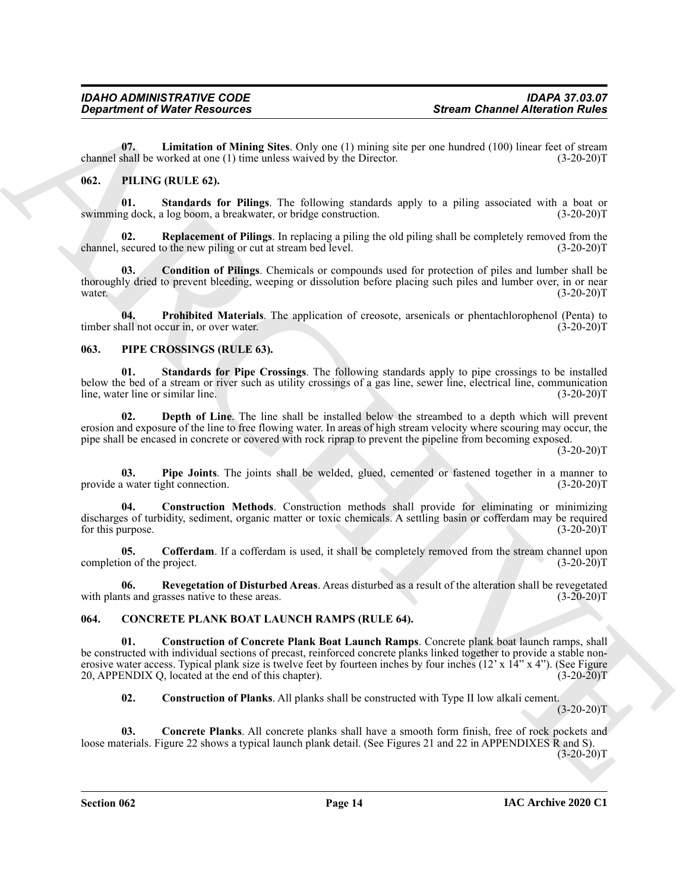**07. Limitation of Mining Sites**. Only one (1) mining site per one hundred (100) linear feet of stream channel shall be worked at one (1) time unless waived by the Director. (3-20-20)T

## 062. PILING (RULE 62).

**01. Standards for Pilings**. The following standards apply to a piling associated with a boat or swimming dock, a log boom, a breakwater, or bridge construction. (3-20-20)T

**02. Replacement of Pilings**. In replacing a piling the old piling shall be completely removed from the channel, secured to the new piling or cut at stream bed level. (3-20-20)T

**03. Condition of Pilings**. Chemicals or compounds used for protection of piles and lumber shall be thoroughly dried to prevent bleeding, weeping or dissolution before placing such piles and lumber over, in or near water. (3-20-20)T

**04. Prohibited Materials**. The application of creosote, arsenicals or phentachlorophenol (Penta) to timber shall not occur in, or over water. (3-20-20)T

## 063. PIPE CROSSINGS (RULE 63).

**01. Standards for Pipe Crossings**. The following standards apply to pipe crossings to be installed below the bed of a stream or river such as utility crossings of a gas line, sewer line, electrical line, communication line, water line or similar line. (3-20-20)T

**02. Depth of Line**. The line shall be installed below the streambed to a depth which will prevent erosion and exposure of the line to free flowing water. In areas of high stream velocity where scouring may occur, the pipe shall be encased in concrete or covered with rock riprap to prevent the pipeline from becoming exposed. (3-20-20)T

**03. Pipe Joints**. The joints shall be welded, glued, cemented or fastened together in a manner to provide a water tight connection. (3-20-20)T

**04. Construction Methods**. Construction methods shall provide for eliminating or minimizing discharges of turbidity, sediment, organic matter or toxic chemicals. A settling basin or cofferdam may be required for this purpose. (3-20-20)T

**05. Cofferdam**. If a cofferdam is used, it shall be completely removed from the stream channel upon completion of the project. (3-20-20)T

**06. Revegetation of Disturbed Areas**. Areas disturbed as a result of the alteration shall be revegetated with plants and grasses native to these areas. (3-20-20)T

## 064. CONCRETE PLANK BOAT LAUNCH RAMPS (RULE 64).

**01. Construction of Concrete Plank Boat Launch Ramps**. Concrete plank boat launch ramps, shall be constructed with individual sections of precast, reinforced concrete planks linked together to provide a stable non-erosive water access. Typical plank size is twelve feet by fourteen inches by four inches (12' x 14" x 4"). (See Figure 20, APPENDIX Q, located at the end of this chapter). (3-20-20)T

**02. Construction of Planks**. All planks shall be constructed with Type II low alkali cement. (3-20-20)T

**03. Concrete Planks**. All concrete planks shall have a smooth form finish, free of rock pockets and loose materials. Figure 22 shows a typical launch plank detail. (See Figures 21 and 22 in APPENDIXES R and S). (3-20-20)T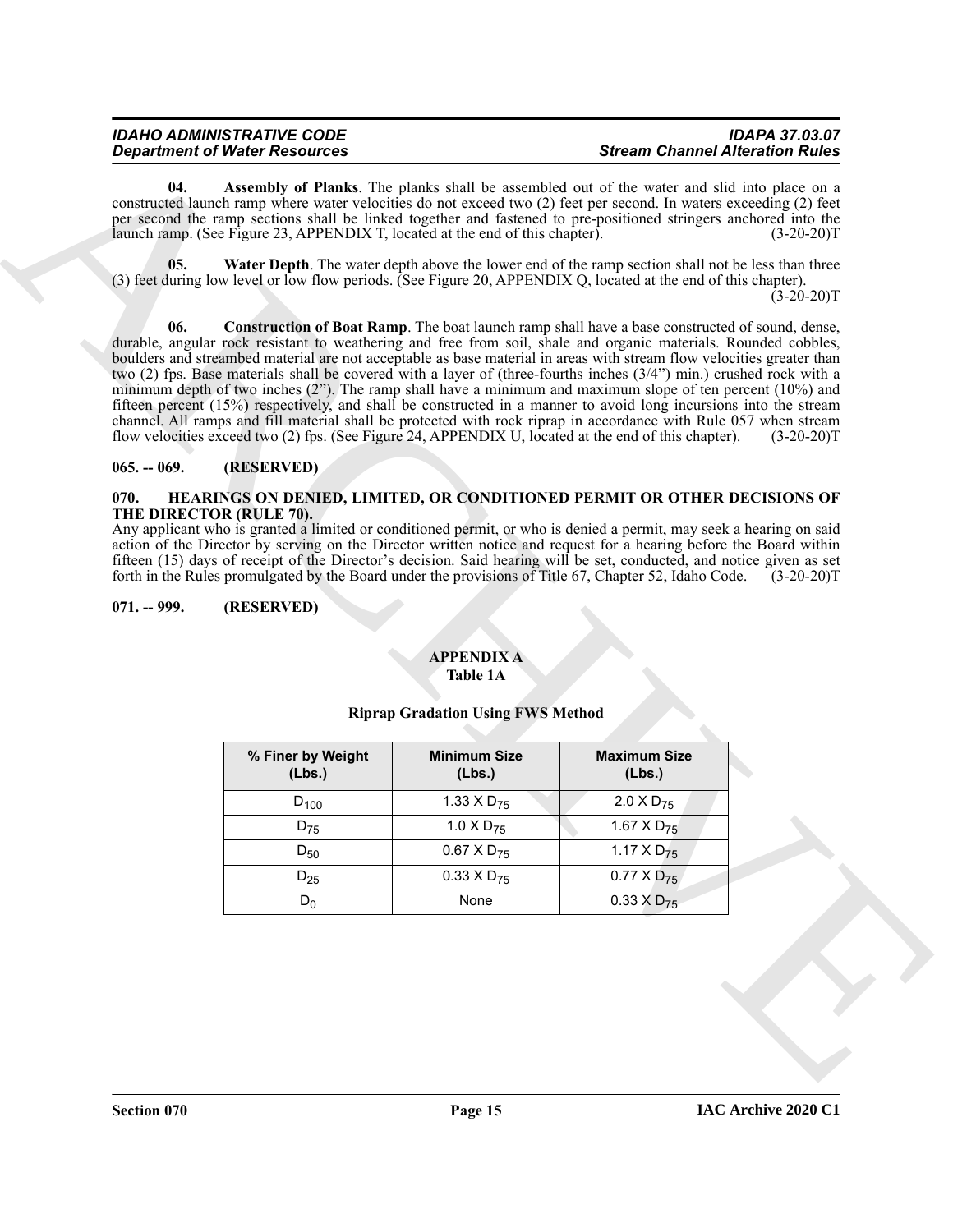**04. Assembly of Planks**. The planks shall be assembled out of the water and slid into place on a constructed launch ramp where water velocities do not exceed two (2) feet per second. In waters exceeding (2) feet per second the ramp sections shall be linked together and fastened to pre-positioned stringers anchored into the launch ramp. (See Figure 23, APPENDIX T, located at the end of this chapter). (3-20-20)T

**05. Water Depth**. The water depth above the lower end of the ramp section shall not be less than three (3) feet during low level or low flow periods. (See Figure 20, APPENDIX Q, located at the end of this chapter). (3-20-20)T

**06. Construction of Boat Ramp**. The boat launch ramp shall have a base constructed of sound, dense, durable, angular rock resistant to weathering and free from soil, shale and organic materials. Rounded cobbles, boulders and streambed material are not acceptable as base material in areas with stream flow velocities greater than two (2) fps. Base materials shall be covered with a layer of (three-fourths inches (3/4") min.) crushed rock with a minimum depth of two inches (2"). The ramp shall have a minimum and maximum slope of ten percent (10%) and fifteen percent (15%) respectively, and shall be constructed in a manner to avoid long incursions into the stream channel. All ramps and fill material shall be protected with rock riprap in accordance with Rule 057 when stream flow velocities exceed two (2) fps. (See Figure 24, APPENDIX U, located at the end of this chapter). (3-20-20)T

**065. -- 069. (RESERVED)**

**070. HEARINGS ON DENIED, LIMITED, OR CONDITIONED PERMIT OR OTHER DECISIONS OF THE DIRECTOR (RULE 70).**

Any applicant who is granted a limited or conditioned permit, or who is denied a permit, may seek a hearing on said action of the Director by serving on the Director written notice and request for a hearing before the Board within fifteen (15) days of receipt of the Director's decision. Said hearing will be set, conducted, and notice given as set forth in the Rules promulgated by the Board under the provisions of Title 67, Chapter 52, Idaho Code. (3-20-20)T

**071. -- 999. (RESERVED)**

## APPENDIX A
### Table 1A

### Riprap Gradation Using FWS Method

| % Finer by Weight (Lbs.) | Minimum Size (Lbs.) | Maximum Size (Lbs.) |
|---|---|---|
| $D_{100}$ | 1.33 X $D_{75}$ | 2.0 X $D_{75}$ |
| $D_{75}$ | 1.0 X $D_{75}$ | 1.67 X $D_{75}$ |
| $D_{50}$ | 0.67 X $D_{75}$ | 1.17 X $D_{75}$ |
| $D_{25}$ | 0.33 X $D_{75}$ | 0.77 X $D_{75}$ |
| $D_0$ | None | 0.33 X $D_{75}$ |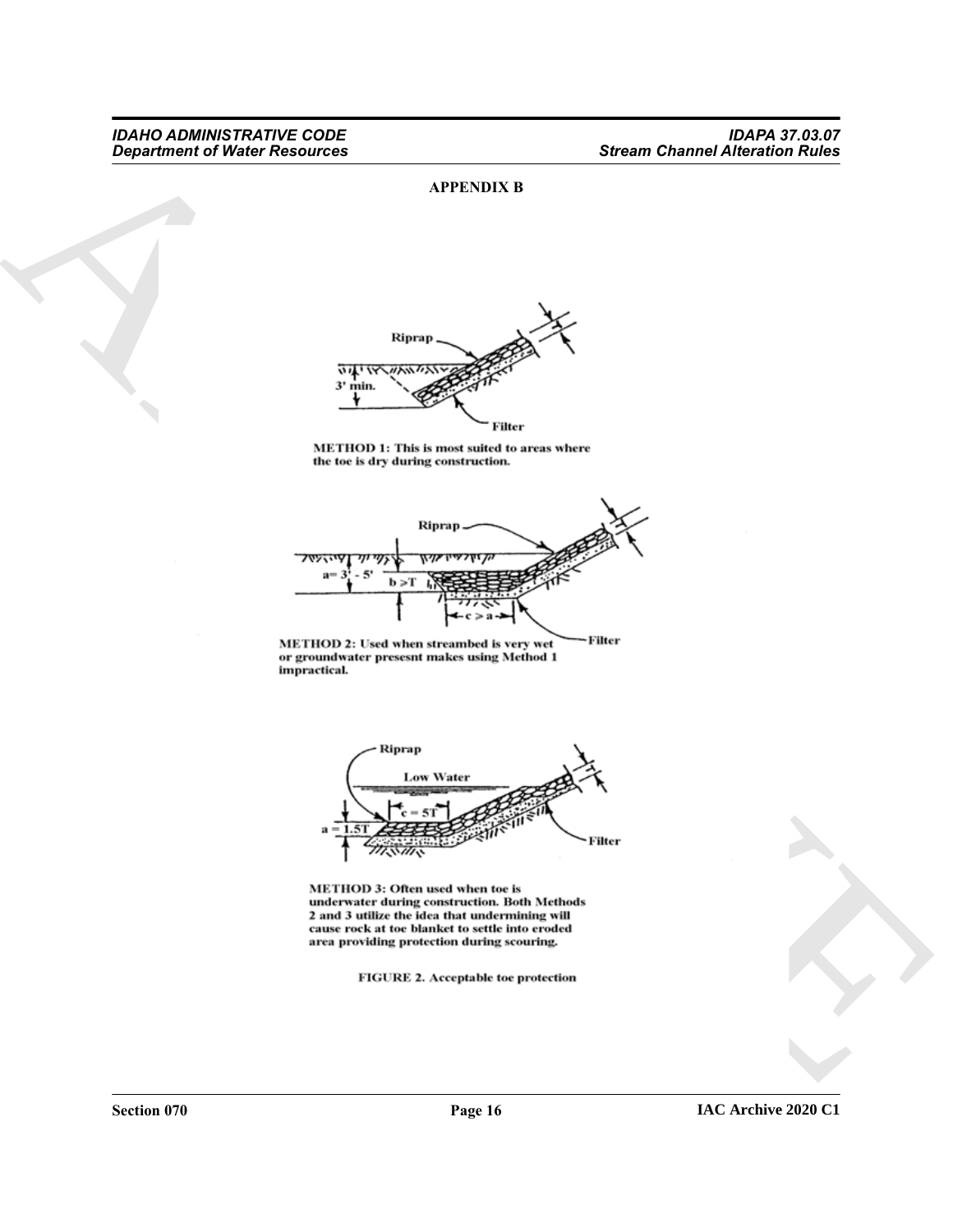## APPENDIX B

METHOD 1: This is most suited to areas where the toe is dry during construction.

METHOD 2: Used when streambed is very wet or groundwater presesnt makes using Method 1 impractical.

METHOD 3: Often used when toe is underwater during construction. Both Methods 2 and 3 utilize the idea that undermining will cause rock at toe blanket to settle into eroded area providing protection during scouring.

FIGURE 2. Acceptable toe protection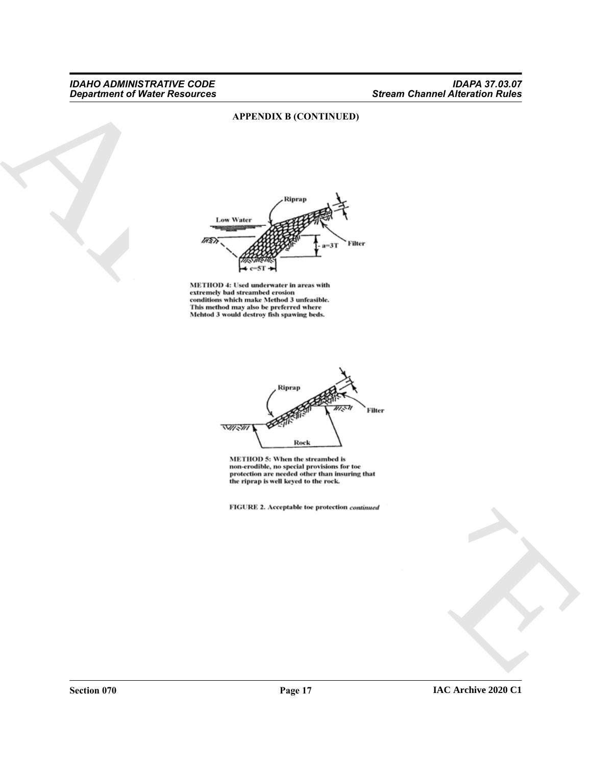**APPENDIX B (CONTINUED)**

Riprap

Low Water

Filter

a=3T

c=5T

METHOD 4: Used underwater in areas with extremely bad streambed erosion conditions which make Method 3 unfeasible. This method may also be preferred where Mehtod 3 would destroy fish spawing beds.

Riprap

Filter

Rock

METHOD 5: When the streambed is non-erodible, no special provisions for toe protection are needed other than insuring that the riprap is well keyed to the rock.

FIGURE 2. Acceptable toe protection *continued*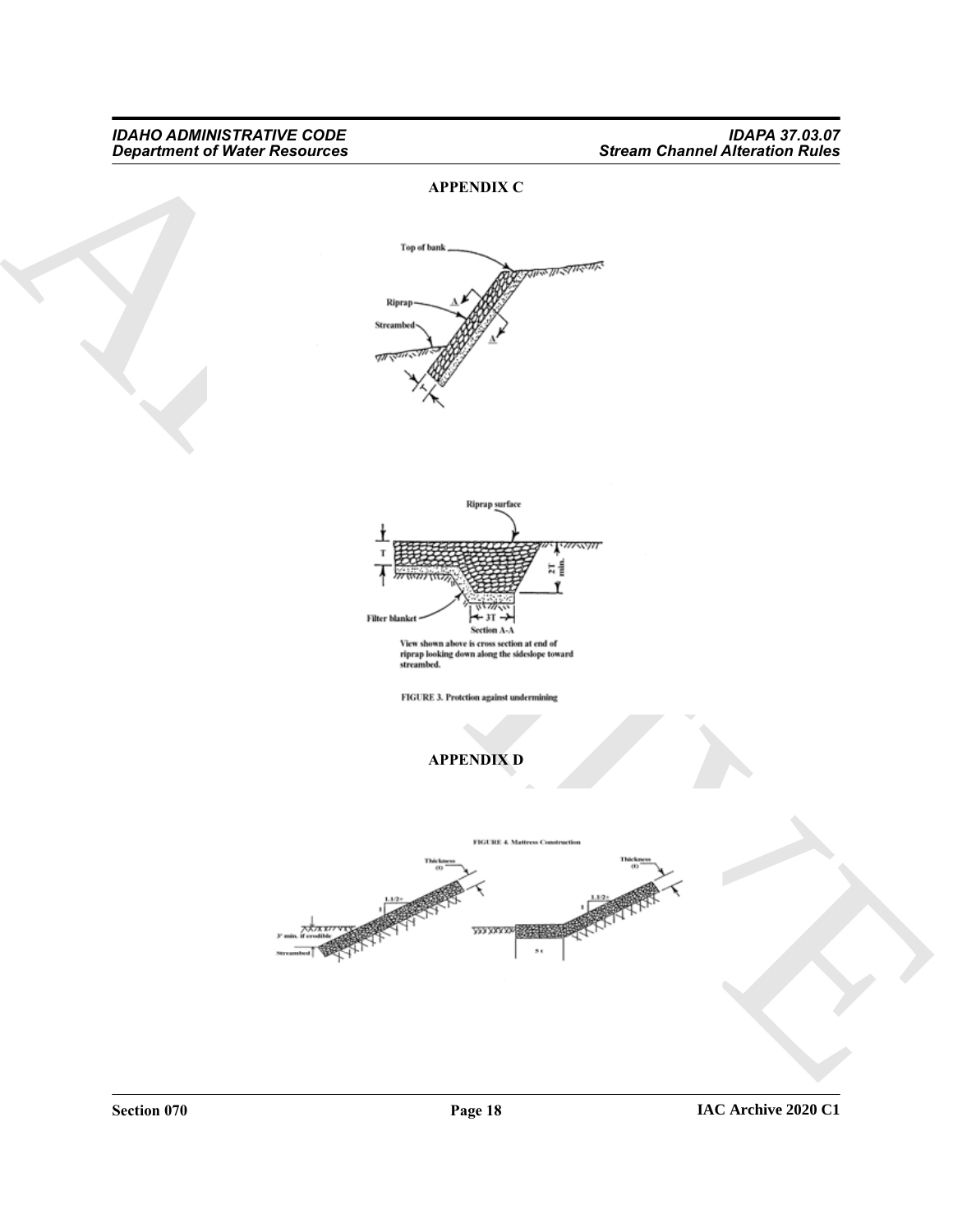## APPENDIX C

Top of bank

Riprap

Streambed

Riprap surface

Filter blanket

Section A-A

View shown above is cross section at end of riprap looking down along the sideslope toward streambed.

FIGURE 3. Protection against undermining

## APPENDIX D

FIGURE 4. Mattress Construction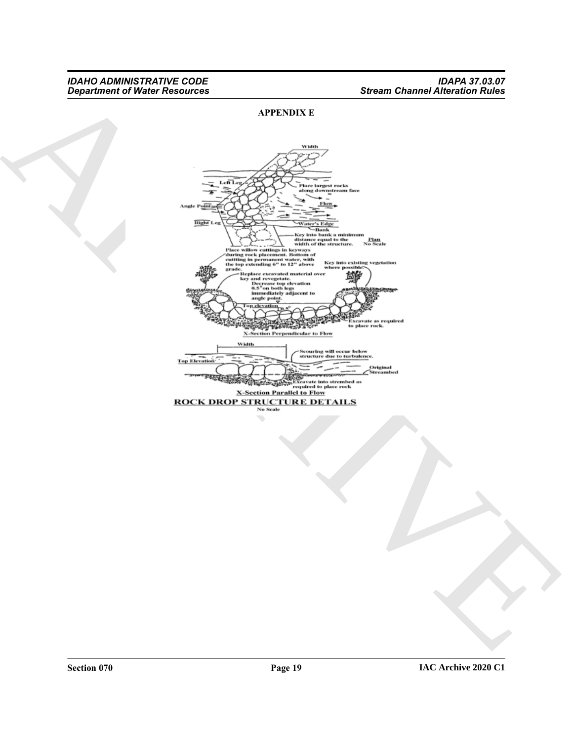## APPENDIX E

Width

Left Leg

Place largest rocks along downstream face

Angle Point

Flow

Right Leg

Water's Edge

Bank

Key into bank a minimum distance equal to the width of the structure.

Plan
No Scale

Place willow cuttings in keyways during rock placement. Bottom of cuttting in permanent water, with the top extending 6" to 12" above grade.

Key into existing vegetation where possible.

Replace excavated material over key and revegetate.

Decrease top elevation 0.5' on both legs immediately adjacent to angle point.

Top elevation

0.5'

Excavate as required to place rock.

X-Section Perpendicular to Flow

Width

Top Elevation

Scouring will occur below structure due to turbulence.

Original Streambed

Excavate into strembed as required to place rock

X-Section Parallel to Flow

**ROCK DROP STRUCTURE DETAILS**

No Scale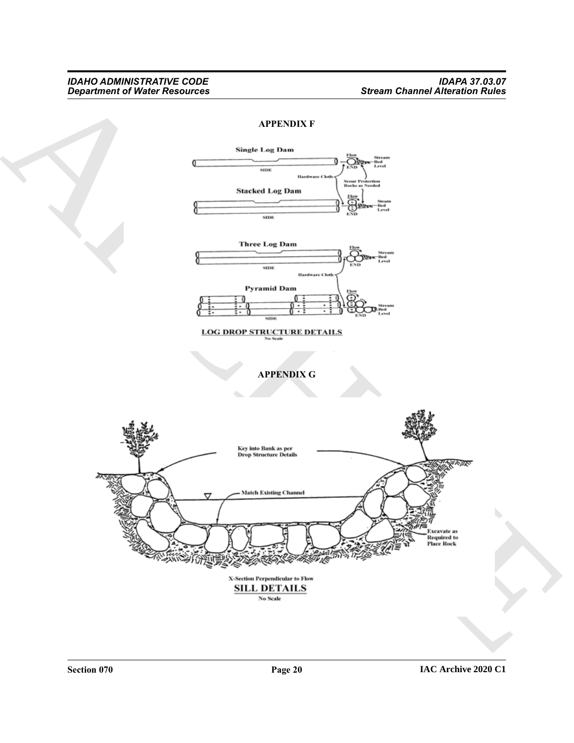## APPENDIX F

Single Log Dam

SIDE

Flow

END

Stream Bed Level

Hardware Cloth

Scour Protection Rocks as Needed

Stacked Log Dam

SIDE

Flow

END

Steam Bed Level

Three Log Dam

SIDE

Flow

END

Stream Bed Level

Hardware Cloth

Pyramid Dam

SIDE

Flow

END

Stream Bed Level

**LOG DROP STRUCTURE DETAILS**

No Scale

## APPENDIX G

Key into Bank as per Drop Structure Details

Match Existing Channel

Excavate as Required to Place Rock

X-Section Perpendicular to Flow

**SILL DETAILS**

No Scale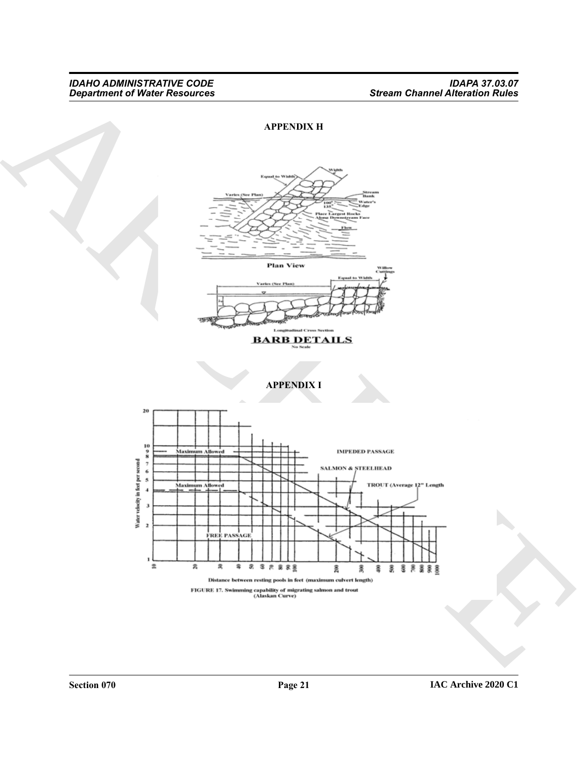## APPENDIX H

Equal to Width

Width

Varies (See Plan)

Stream Bank

100° 135°

Water's Edge

Place Largest Rocks Along Downstream Face

Flow

Plan View

Willow Cuttings

Varies (See Plan)

Equal to Width

Longitudinal Cross Section

**BARB DETAILS**

No Scale

## APPENDIX I

Maximum Allowed

IMPEDED PASSAGE

SALMON & STEELHEAD

Maximum Allowed

TROUT (Average 12" Length

FREE PASSAGE

Water velocity in feet per second

Distance between resting pools in feet (maximum culvert length)

FIGURE 17. Swimming capability of migrating salmon and trout (Alaskan Curve)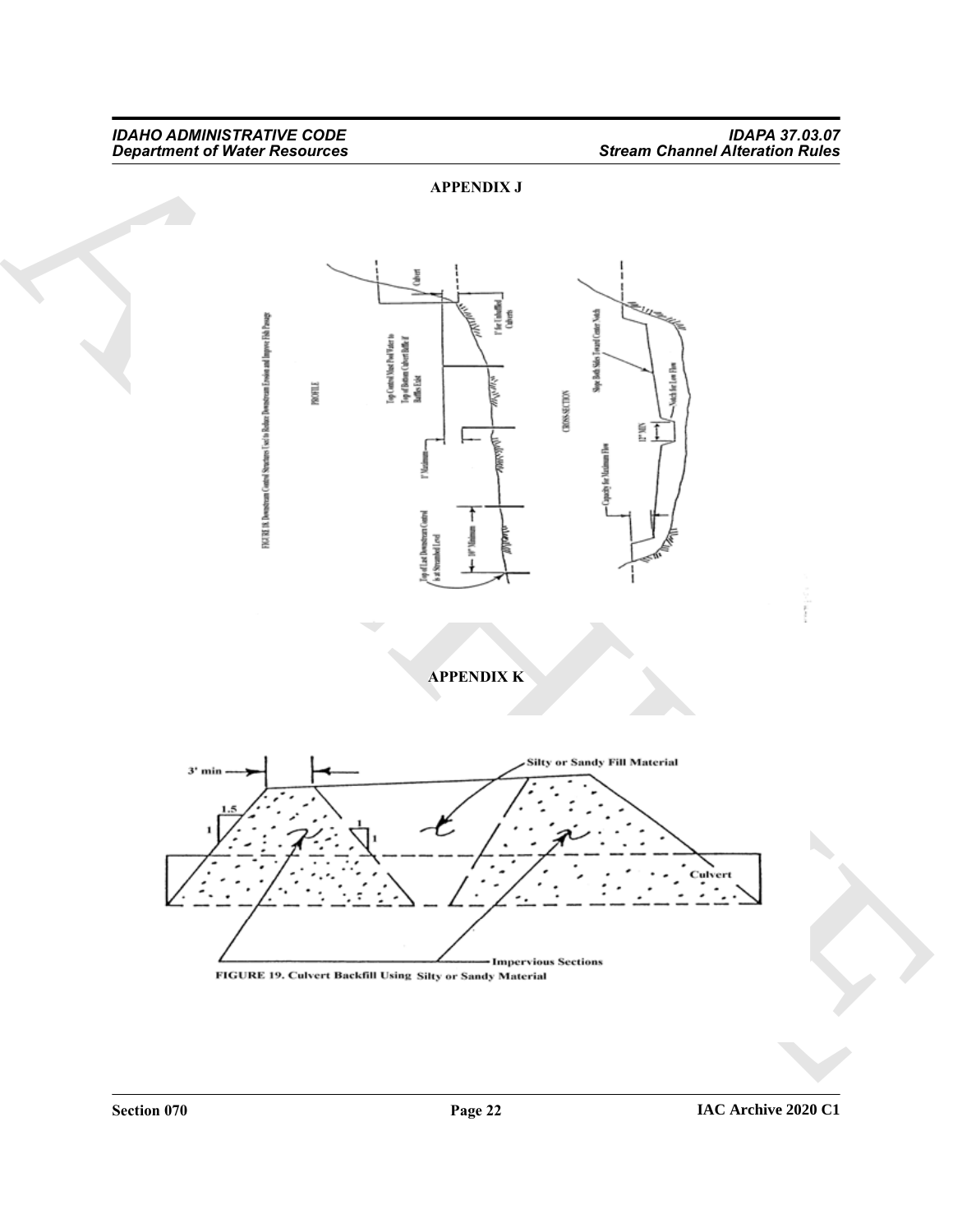## APPENDIX J

FIGURE 18. Downstream Control Structures Used to Reduce Downstream Erosion and Improve Fish Passage

PROFILE

Culvert

1' for Unbaffled Culverts

Top Control Must Pool Water to Top of Bottom Culvert Baffle if Baffles Exist

1' Maximum

10' Minimum

Top of Last Downstream Control Is at Streambed Level

CROSS-SECTION

Slope Both Sides Toward Center Notch

Notch for Low Flow

12" MIN

Capacity for Maximum Flow

## APPENDIX K

3' min

1.5

1

1

1

Silty or Sandy Fill Material

Culvert

Impervious Sections

FIGURE 19. Culvert Backfill Using Silty or Sandy Material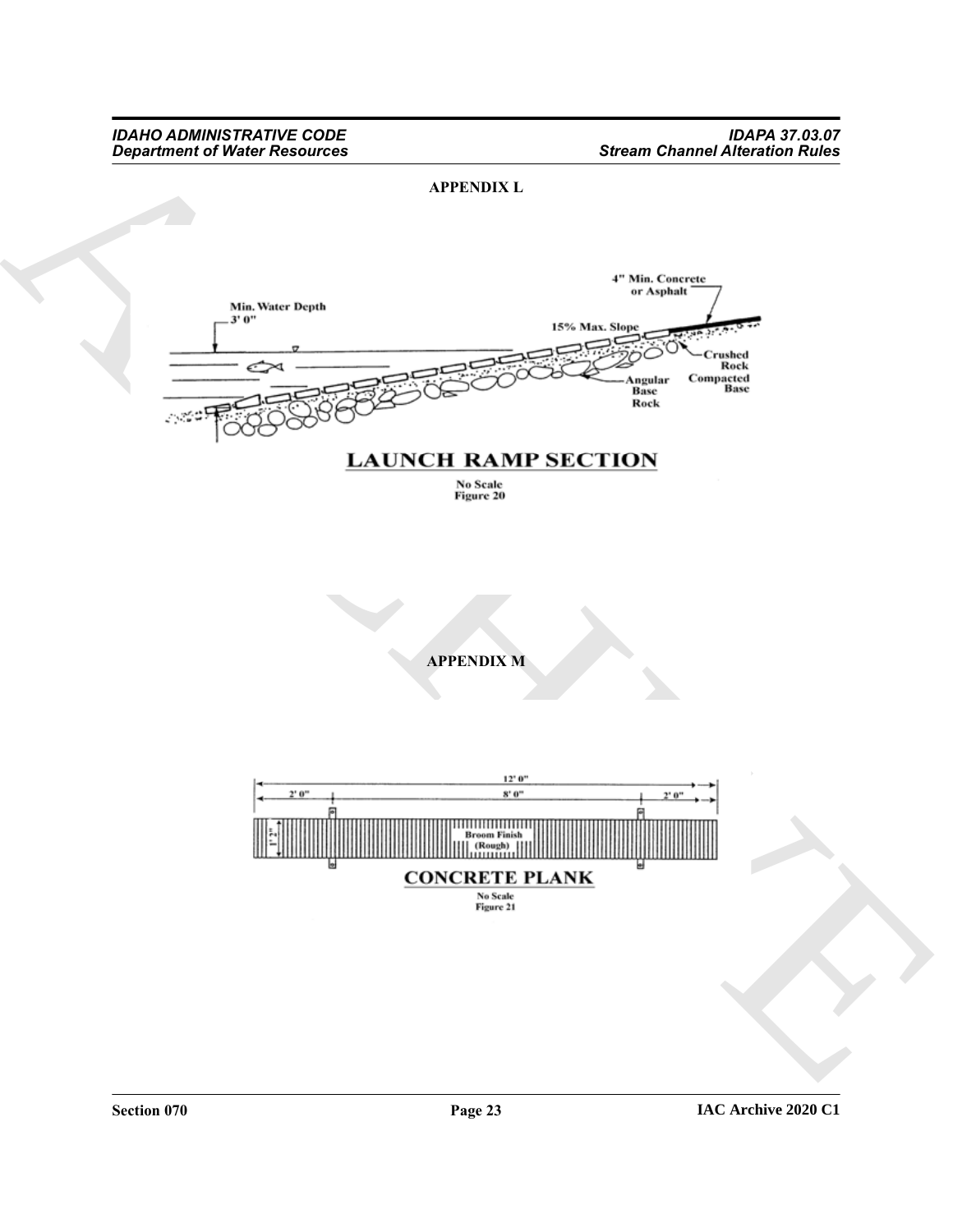**APPENDIX L**

Min. Water Depth 3' 0"

4" Min. Concrete or Asphalt

15% Max. Slope

Crushed Rock Compacted Base

Angular Base Rock

**LAUNCH RAMP SECTION**

No Scale
Figure 20

**APPENDIX M**

12' 0"

2' 0" 8' 0" 2' 0"

1' 2"

Broom Finish (Rough)

**CONCRETE PLANK**

No Scale
Figure 21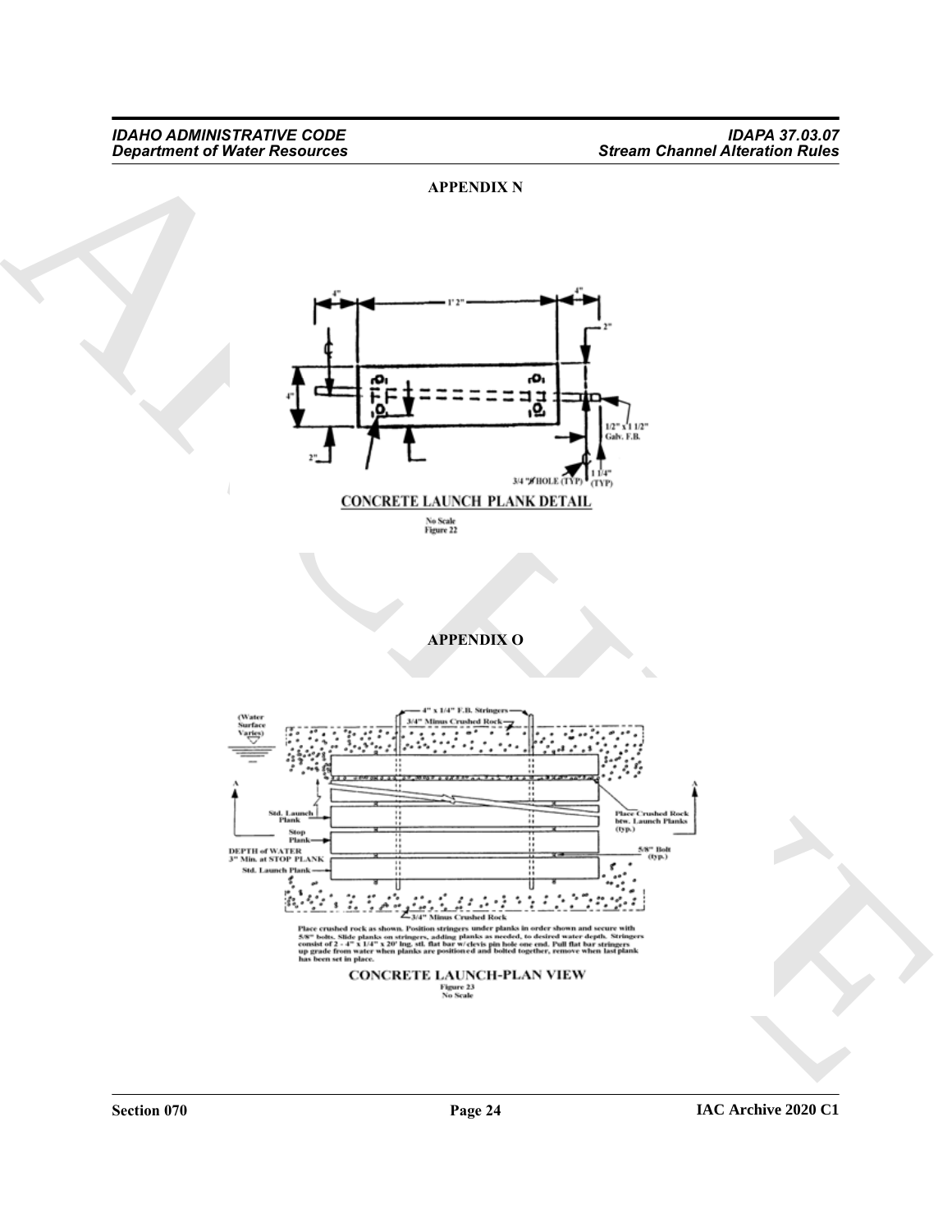## APPENDIX N

4" 1' 2" 4"

2"

4"

2"

1/2" x 1 1/2" Galv. F.B.

3/4" Ø HOLE (TYP) 1 1/4" (TYP)

**CONCRETE LAUNCH PLANK DETAIL**

No Scale
Figure 22

## APPENDIX O

(Water Surface Varies)

4" x 1/4" F.B. Stringers

3/4" Minus Crushed Rock

Std. Launch Plank

Stop Plank

DEPTH of WATER 3" Min. at STOP PLANK

Std. Launch Plank

Place Crushed Rock btw. Launch Planks (typ.)

5/8" Bolt (typ.)

3/4" Minus Crushed Rock

Place crushed rock as shown. Position stringers under planks in order shown and secure with 5/8" bolts. Slide planks on stringers, adding planks as needed, to desired water depth. Stringers consist of 2 - 4" x 1/4" x 20' lng. stl. flat bar w/ clevis pin hole one end. Pull flat bar stringers up grade from water when planks are positioned and bolted together, remove when last plank has been set in place.

**CONCRETE LAUNCH-PLAN VIEW**

Figure 23
No Scale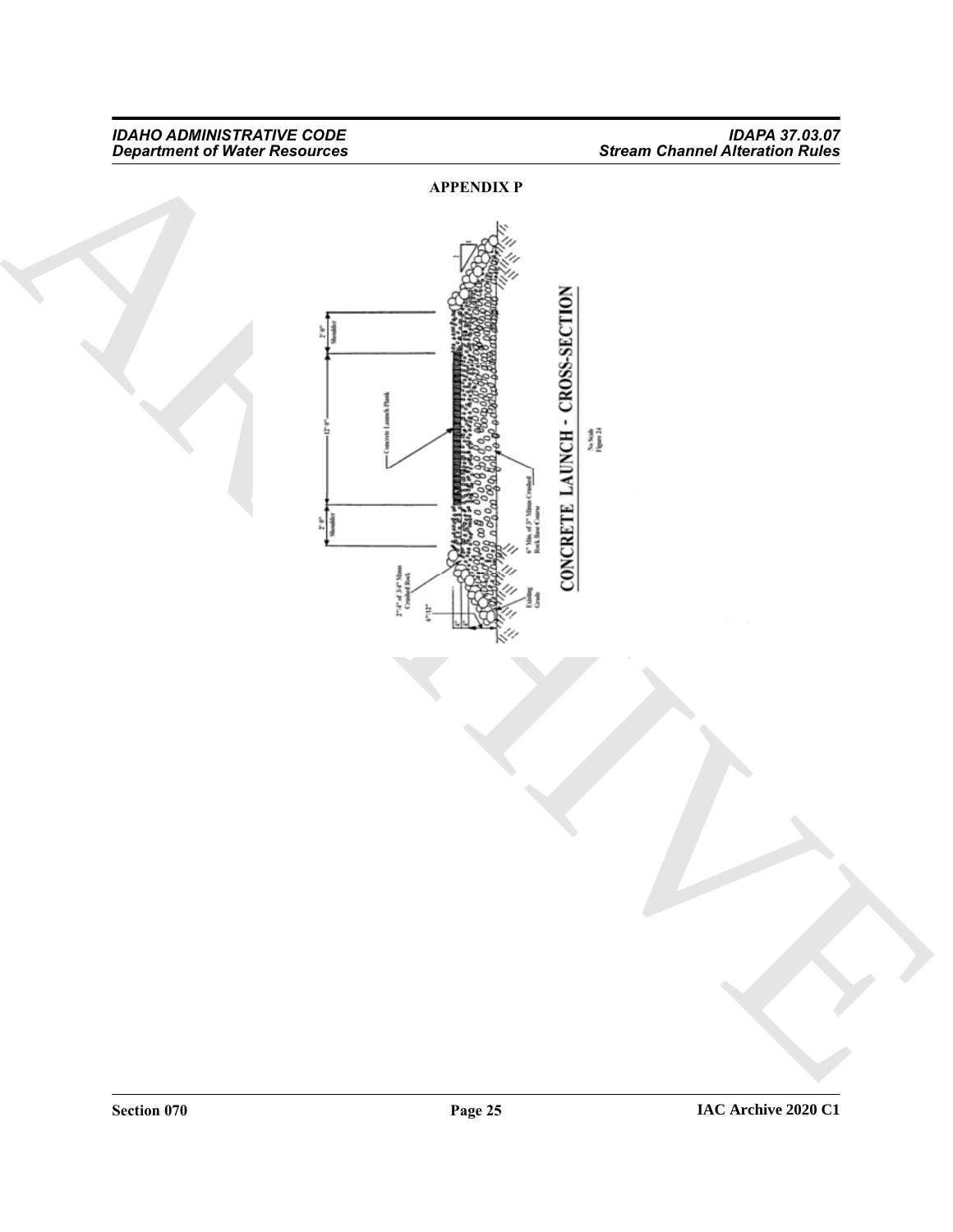## APPENDIX P

CONCRETE LAUNCH - CROSS-SECTION

No Scale
Figure 24

2' 0" Shoulder

12' 0"

2' 0" Shoulder

Concrete Launch Plank

6" Min. of 3" Minus Crushed Rock Base Course

2"-4" of 3/4" Minus Crushed Rock

6"-12"

Existing Grade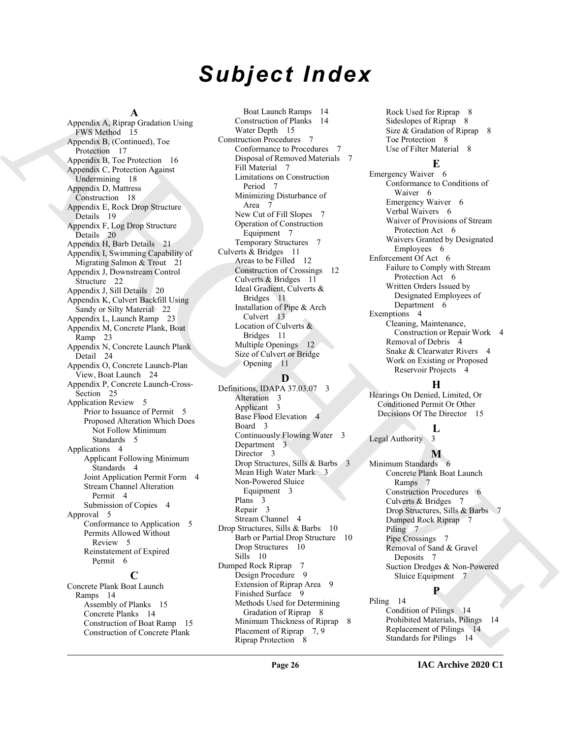# Subject Index

**A**

Appendix A, Riprap Gradation Using FWS Method 15
Appendix B, (Continued), Toe Protection 17
Appendix B, Toe Protection 16
Appendix C, Protection Against Undermining 18
Appendix D, Mattress Construction 18
Appendix E, Rock Drop Structure Details 19
Appendix F, Log Drop Structure Details 20
Appendix H, Barb Details 21
Appendix I, Swimming Capability of Migrating Salmon & Trout 21
Appendix J, Downstream Control Structure 22
Appendix J, Sill Details 20
Appendix K, Culvert Backfill Using Sandy or Silty Material 22
Appendix L, Launch Ramp 23
Appendix M, Concrete Plank, Boat Ramp 23
Appendix N, Concrete Launch Plank Detail 24
Appendix O, Concrete Launch-Plan View, Boat Launch 24
Appendix P, Concrete Launch-Cross-Section 25
Application Review 5
- Prior to Issuance of Permit 5
- Proposed Alteration Which Does Not Follow Minimum Standards 5

Applications 4
- Applicant Following Minimum Standards 4
- Joint Application Permit Form 4
- Stream Channel Alteration Permit 4
- Submission of Copies 4

Approval 5
- Conformance to Application 5
- Permits Allowed Without Review 5
- Reinstatement of Expired Permit 6

**C**

Concrete Plank Boat Launch Ramps 14
- Assembly of Planks 15
- Concrete Planks 14
- Construction of Boat Ramp 15
- Construction of Concrete Plank Boat Launch Ramps 14
- Construction of Planks 14
- Water Depth 15

Construction Procedures 7
- Conformance to Procedures 7
- Disposal of Removed Materials 7
- Fill Material 7
- Limitations on Construction Period 7
- Minimizing Disturbance of Area 7
- New Cut of Fill Slopes 7
- Operation of Construction Equipment 7
- Temporary Structures 7

Culverts & Bridges 11
- Areas to be Filled 12
- Construction of Crossings 12
- Culverts & Bridges 11
- Ideal Gradient, Culverts & Bridges 11
- Installation of Pipe & Arch Culvert 13
- Location of Culverts & Bridges 11
- Multiple Openings 12
- Size of Culvert or Bridge Opening 11

**D**

Definitions, IDAPA 37.03.07 3
- Alteration 3
- Applicant 3
- Base Flood Elevation 4
- Board 3
- Continuously Flowing Water 3
- Department 3
- Director 3
- Drop Structures, Sills & Barbs 3
- Mean High Water Mark 3
- Non-Powered Sluice Equipment 3
- Plans 3
- Repair 3
- Stream Channel 4

Drop Structures, Sills & Barbs 10
- Barb or Partial Drop Structure 10
- Drop Structures 10
- Sills 10

Dumped Rock Riprap 7
- Design Procedure 9
- Extension of Riprap Area 9
- Finished Surface 9
- Methods Used for Determining Gradation of Riprap 8
- Minimum Thickness of Riprap 8
- Placement of Riprap 7, 9
- Riprap Protection 8
- Rock Used for Riprap 8
- Sideslopes of Riprap 8
- Size & Gradation of Riprap 8
- Toe Protection 8
- Use of Filter Material 8

**E**

Emergency Waiver 6
- Conformance to Conditions of Waiver 6
- Emergency Waiver 6
- Verbal Waivers 6
- Waiver of Provisions of Stream Protection Act 6
- Waivers Granted by Designated Employees 6

Enforcement Of Act 6
- Failure to Comply with Stream Protection Act 6
- Written Orders Issued by Designated Employees of Department 6

Exemptions 4
- Cleaning, Maintenance, Construction or Repair Work 4
- Removal of Debris 4
- Snake & Clearwater Rivers 4
- Work on Existing or Proposed Reservoir Projects 4

**H**

Hearings On Denied, Limited, Or Conditioned Permit Or Other Decisions Of The Director 15

**L**

Legal Authority 3

**M**

Minimum Standards 6
- Concrete Plank Boat Launch Ramps 7
- Construction Procedures 6
- Culverts & Bridges 7
- Drop Structures, Sills & Barbs 7
- Dumped Rock Riprap 7
- Piling 7
- Pipe Crossings 7
- Removal of Sand & Gravel Deposits 7
- Suction Dredges & Non-Powered Sluice Equipment 7

**P**

Piling 14
- Condition of Pilings 14
- Prohibited Materials, Pilings 14
- Replacement of Pilings 14
- Standards for Pilings 14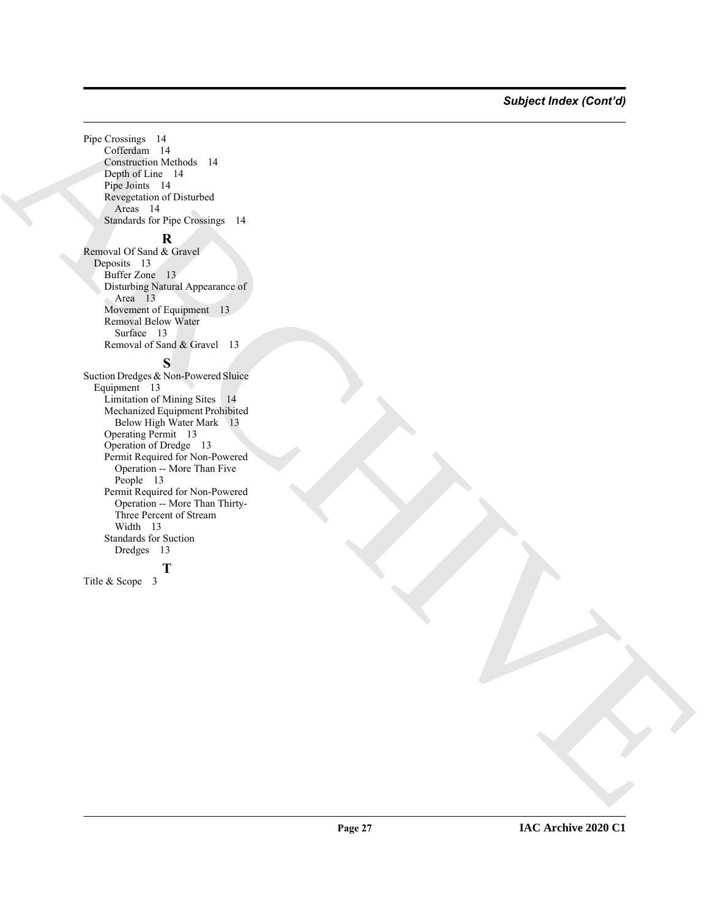Pipe Crossings 14
- Cofferdam 14
- Construction Methods 14
- Depth of Line 14
- Pipe Joints 14
- Revegetation of Disturbed Areas 14
- Standards for Pipe Crossings 14

**R**

Removal Of Sand & Gravel Deposits 13
- Buffer Zone 13
- Disturbing Natural Appearance of Area 13
- Movement of Equipment 13
- Removal Below Water Surface 13
- Removal of Sand & Gravel 13

**S**

Suction Dredges & Non-Powered Sluice Equipment 13
- Limitation of Mining Sites 14
- Mechanized Equipment Prohibited Below High Water Mark 13
- Operating Permit 13
- Operation of Dredge 13
- Permit Required for Non-Powered Operation -- More Than Five People 13
- Permit Required for Non-Powered Operation -- More Than Thirty-Three Percent of Stream Width 13
- Standards for Suction Dredges 13

**T**

Title & Scope 3